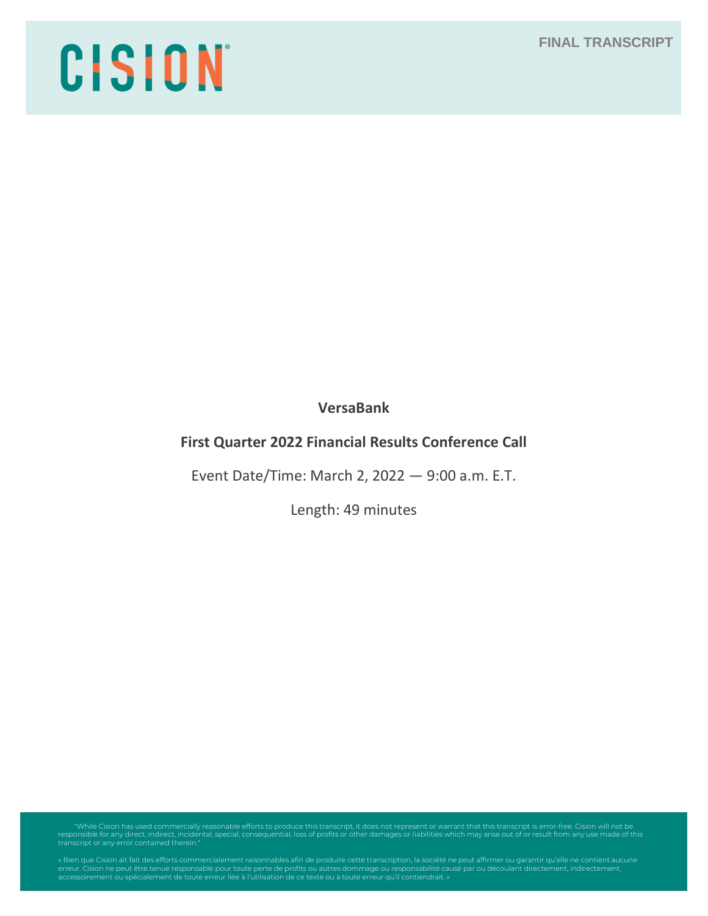CISION

FINAL TRANSCRIPT

**VersaBank**

**First Quarter 2022 Financial Results Conference Call**

Event Date/Time: March 2, 2022 — 9:00 a.m. E.T.

Length: 49 minutes

"While Cision has used commercially reasonable efforts to produce this transcript, it does not represent or warrant that this transcript is error-free. Cision will not be responsible for any direct, indirect, incidental, special, consequential, loss of profits or other damages or liabilities which may arise out of or result from any use made of this transcript or any error contained therein."

« Bien que Cision ait fait des efforts commercialement raisonnables afin de produire cette transcription, la société ne peut affirmer ou garantir qu'elle ne contient aucune erreur. Cision ne peut être tenue responsable pour toute perte de profits ou autres dommage ou responsabilité causé par ou découlant directement, indirectement, accessoirement ou spécialement de toute erreur liée à l'utilisation de ce texte ou à toute erreur qu'il contiendrait. »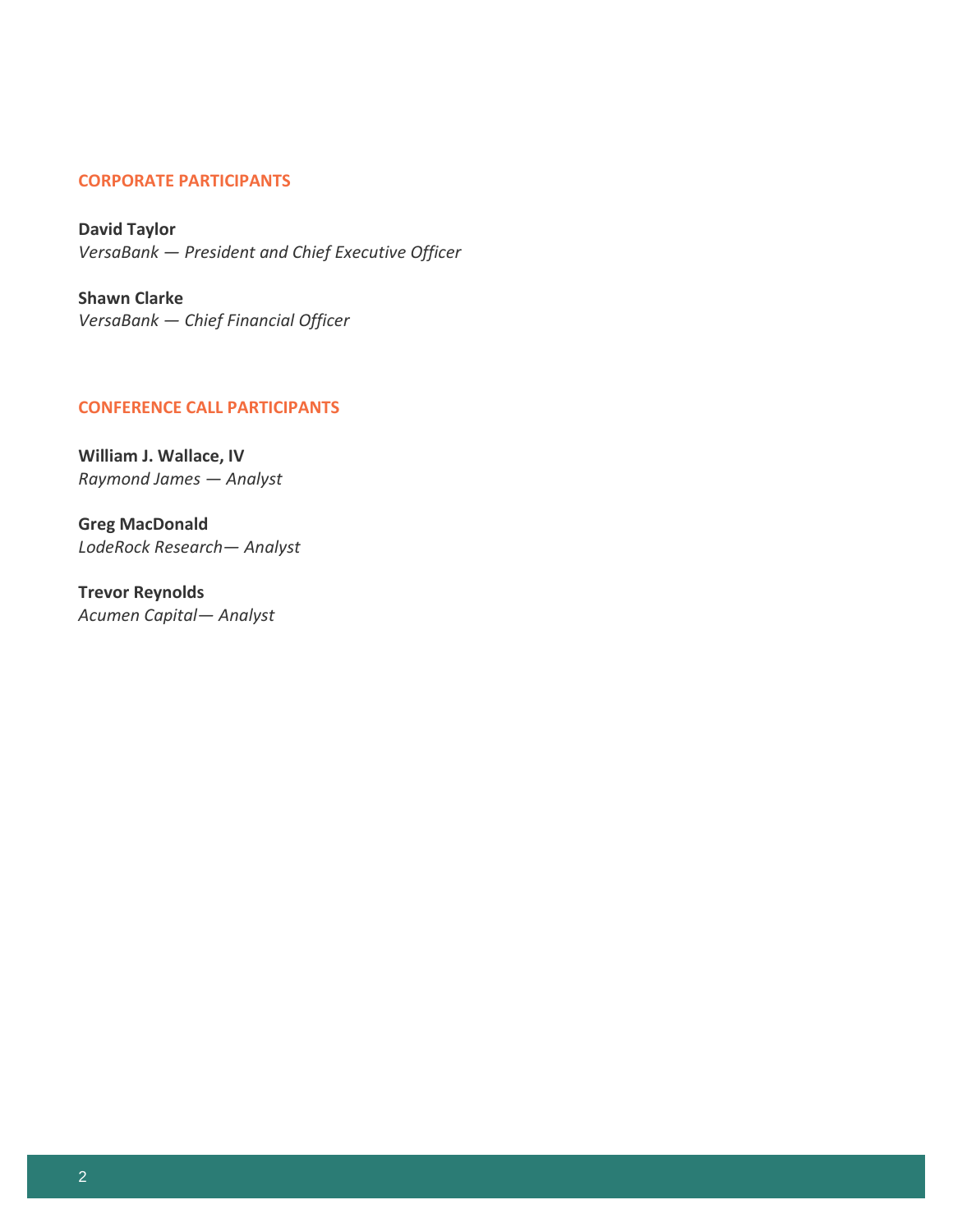## CORPORATE PARTICIPANTS

**David Taylor**
*VersaBank — President and Chief Executive Officer*

**Shawn Clarke**
*VersaBank — Chief Financial Officer*

## CONFERENCE CALL PARTICIPANTS

**William J. Wallace, IV**
*Raymond James — Analyst*

**Greg MacDonald**
*LodeRock Research— Analyst*

**Trevor Reynolds**
*Acumen Capital— Analyst*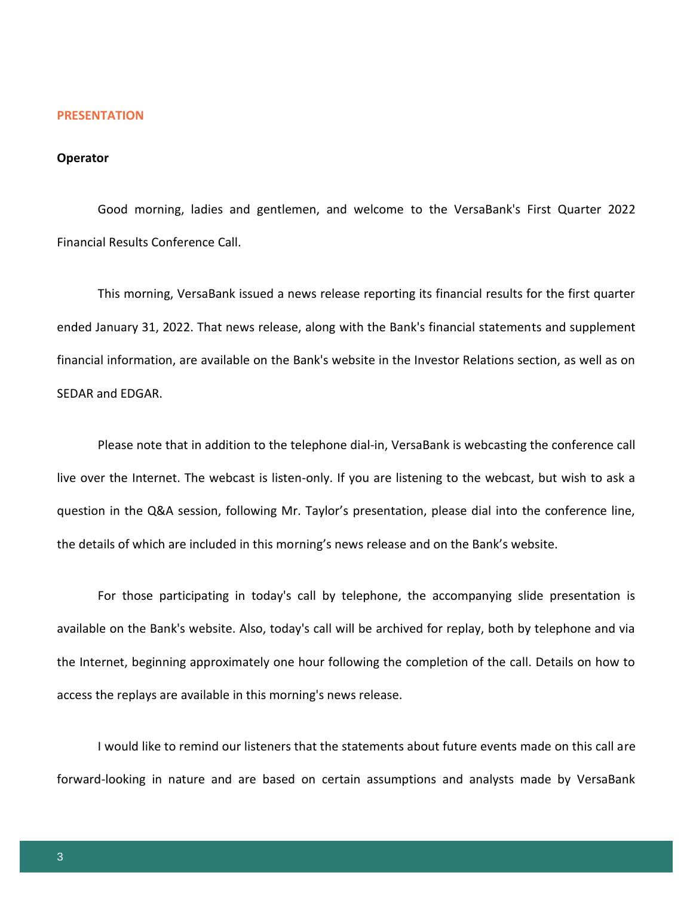## PRESENTATION

**Operator**

Good morning, ladies and gentlemen, and welcome to the VersaBank's First Quarter 2022 Financial Results Conference Call.

This morning, VersaBank issued a news release reporting its financial results for the first quarter ended January 31, 2022. That news release, along with the Bank's financial statements and supplement financial information, are available on the Bank's website in the Investor Relations section, as well as on SEDAR and EDGAR.

Please note that in addition to the telephone dial-in, VersaBank is webcasting the conference call live over the Internet. The webcast is listen-only. If you are listening to the webcast, but wish to ask a question in the Q&A session, following Mr. Taylor's presentation, please dial into the conference line, the details of which are included in this morning's news release and on the Bank's website.

For those participating in today's call by telephone, the accompanying slide presentation is available on the Bank's website. Also, today's call will be archived for replay, both by telephone and via the Internet, beginning approximately one hour following the completion of the call. Details on how to access the replays are available in this morning's news release.

I would like to remind our listeners that the statements about future events made on this call are forward-looking in nature and are based on certain assumptions and analysts made by VersaBank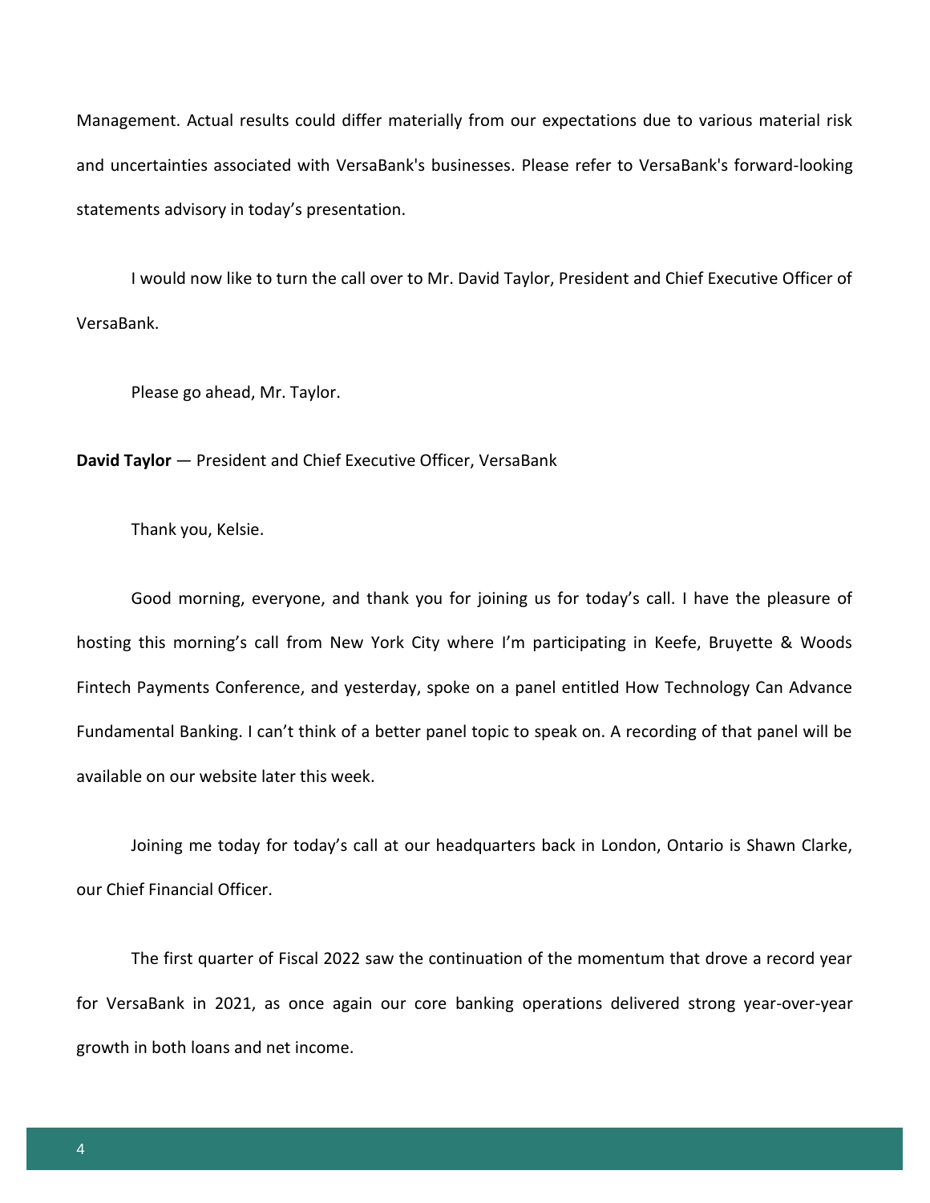Management. Actual results could differ materially from our expectations due to various material risk and uncertainties associated with VersaBank's businesses. Please refer to VersaBank's forward-looking statements advisory in today's presentation.

I would now like to turn the call over to Mr. David Taylor, President and Chief Executive Officer of VersaBank.

Please go ahead, Mr. Taylor.

**David Taylor** — President and Chief Executive Officer, VersaBank

Thank you, Kelsie.

Good morning, everyone, and thank you for joining us for today's call. I have the pleasure of hosting this morning's call from New York City where I'm participating in Keefe, Bruyette & Woods Fintech Payments Conference, and yesterday, spoke on a panel entitled How Technology Can Advance Fundamental Banking. I can't think of a better panel topic to speak on. A recording of that panel will be available on our website later this week.

Joining me today for today's call at our headquarters back in London, Ontario is Shawn Clarke, our Chief Financial Officer.

The first quarter of Fiscal 2022 saw the continuation of the momentum that drove a record year for VersaBank in 2021, as once again our core banking operations delivered strong year-over-year growth in both loans and net income.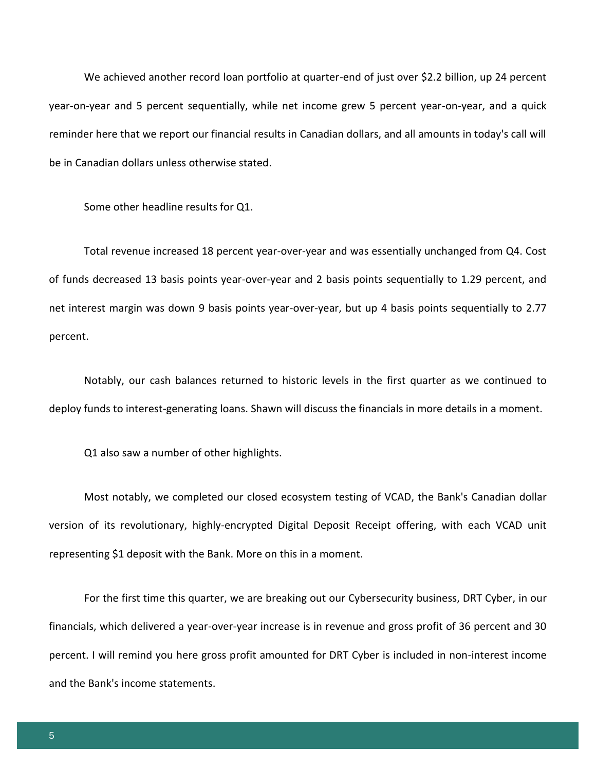We achieved another record loan portfolio at quarter-end of just over $2.2 billion, up 24 percent year-on-year and 5 percent sequentially, while net income grew 5 percent year-on-year, and a quick reminder here that we report our financial results in Canadian dollars, and all amounts in today's call will be in Canadian dollars unless otherwise stated.

Some other headline results for Q1.

Total revenue increased 18 percent year-over-year and was essentially unchanged from Q4. Cost of funds decreased 13 basis points year-over-year and 2 basis points sequentially to 1.29 percent, and net interest margin was down 9 basis points year-over-year, but up 4 basis points sequentially to 2.77 percent.

Notably, our cash balances returned to historic levels in the first quarter as we continued to deploy funds to interest-generating loans. Shawn will discuss the financials in more details in a moment.

Q1 also saw a number of other highlights.

Most notably, we completed our closed ecosystem testing of VCAD, the Bank's Canadian dollar version of its revolutionary, highly-encrypted Digital Deposit Receipt offering, with each VCAD unit representing $1 deposit with the Bank. More on this in a moment.

For the first time this quarter, we are breaking out our Cybersecurity business, DRT Cyber, in our financials, which delivered a year-over-year increase is in revenue and gross profit of 36 percent and 30 percent. I will remind you here gross profit amounted for DRT Cyber is included in non-interest income and the Bank's income statements.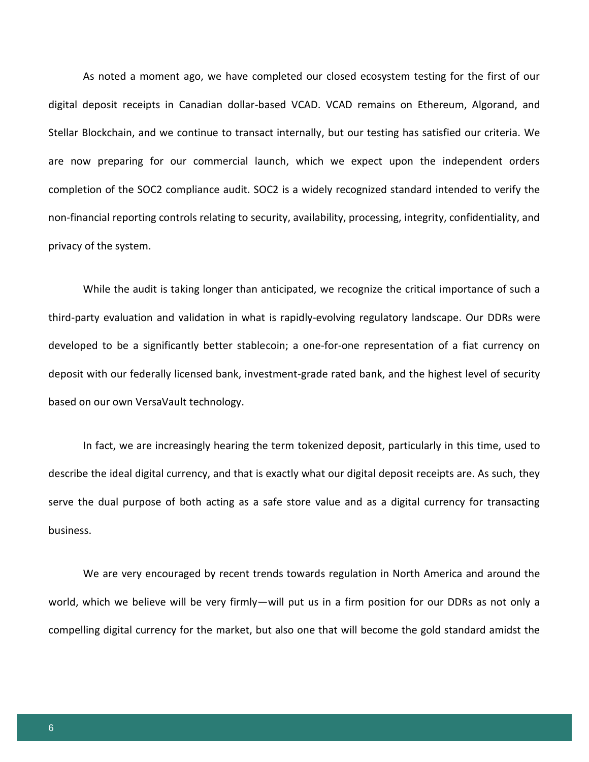As noted a moment ago, we have completed our closed ecosystem testing for the first of our digital deposit receipts in Canadian dollar-based VCAD. VCAD remains on Ethereum, Algorand, and Stellar Blockchain, and we continue to transact internally, but our testing has satisfied our criteria. We are now preparing for our commercial launch, which we expect upon the independent orders completion of the SOC2 compliance audit. SOC2 is a widely recognized standard intended to verify the non-financial reporting controls relating to security, availability, processing, integrity, confidentiality, and privacy of the system.

While the audit is taking longer than anticipated, we recognize the critical importance of such a third-party evaluation and validation in what is rapidly-evolving regulatory landscape. Our DDRs were developed to be a significantly better stablecoin; a one-for-one representation of a fiat currency on deposit with our federally licensed bank, investment-grade rated bank, and the highest level of security based on our own VersaVault technology.

In fact, we are increasingly hearing the term tokenized deposit, particularly in this time, used to describe the ideal digital currency, and that is exactly what our digital deposit receipts are. As such, they serve the dual purpose of both acting as a safe store value and as a digital currency for transacting business.

We are very encouraged by recent trends towards regulation in North America and around the world, which we believe will be very firmly—will put us in a firm position for our DDRs as not only a compelling digital currency for the market, but also one that will become the gold standard amidst the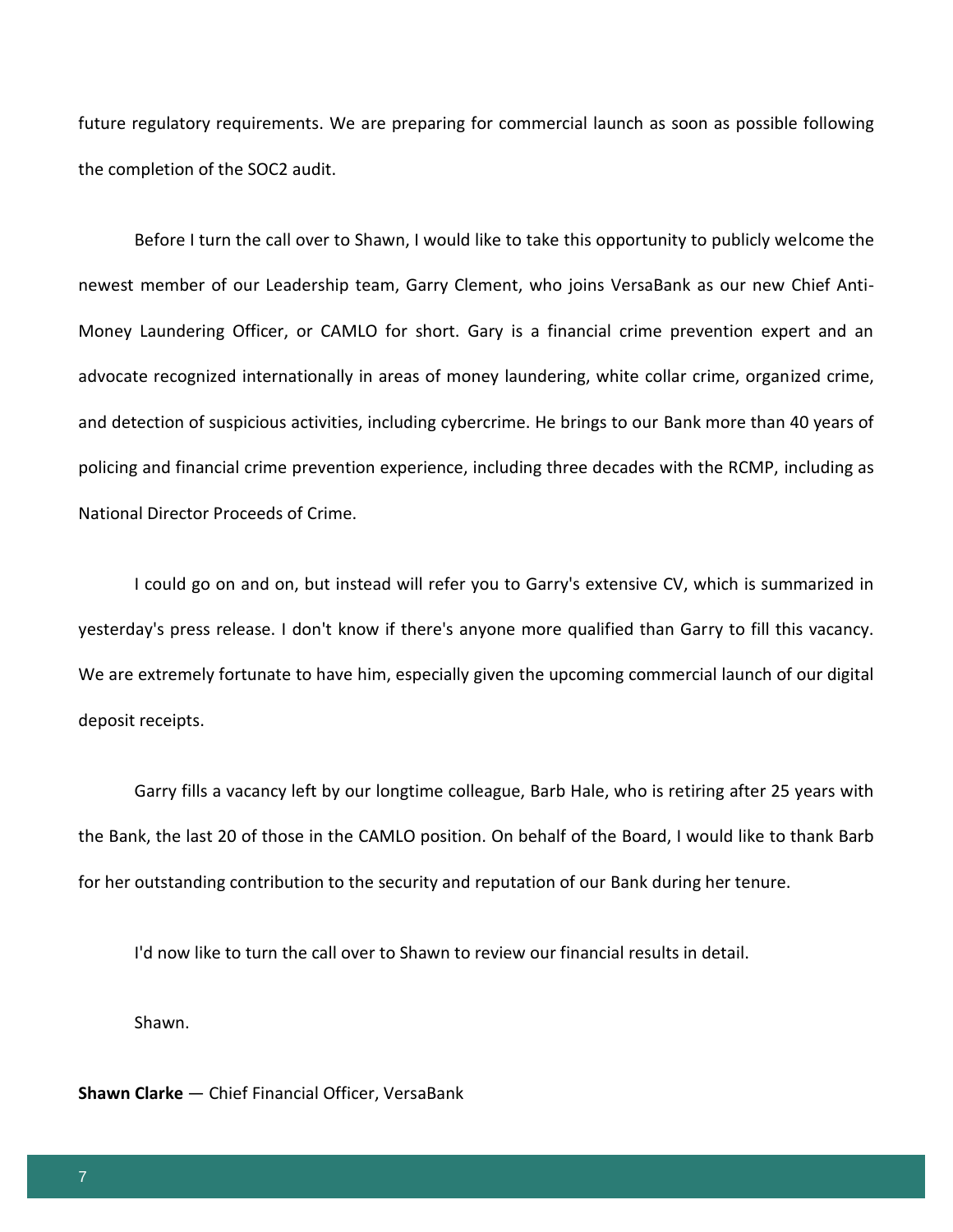future regulatory requirements. We are preparing for commercial launch as soon as possible following the completion of the SOC2 audit.

Before I turn the call over to Shawn, I would like to take this opportunity to publicly welcome the newest member of our Leadership team, Garry Clement, who joins VersaBank as our new Chief Anti-Money Laundering Officer, or CAMLO for short. Gary is a financial crime prevention expert and an advocate recognized internationally in areas of money laundering, white collar crime, organized crime, and detection of suspicious activities, including cybercrime. He brings to our Bank more than 40 years of policing and financial crime prevention experience, including three decades with the RCMP, including as National Director Proceeds of Crime.

I could go on and on, but instead will refer you to Garry's extensive CV, which is summarized in yesterday's press release. I don't know if there's anyone more qualified than Garry to fill this vacancy. We are extremely fortunate to have him, especially given the upcoming commercial launch of our digital deposit receipts.

Garry fills a vacancy left by our longtime colleague, Barb Hale, who is retiring after 25 years with the Bank, the last 20 of those in the CAMLO position. On behalf of the Board, I would like to thank Barb for her outstanding contribution to the security and reputation of our Bank during her tenure.

I'd now like to turn the call over to Shawn to review our financial results in detail.

Shawn.

**Shawn Clarke** — Chief Financial Officer, VersaBank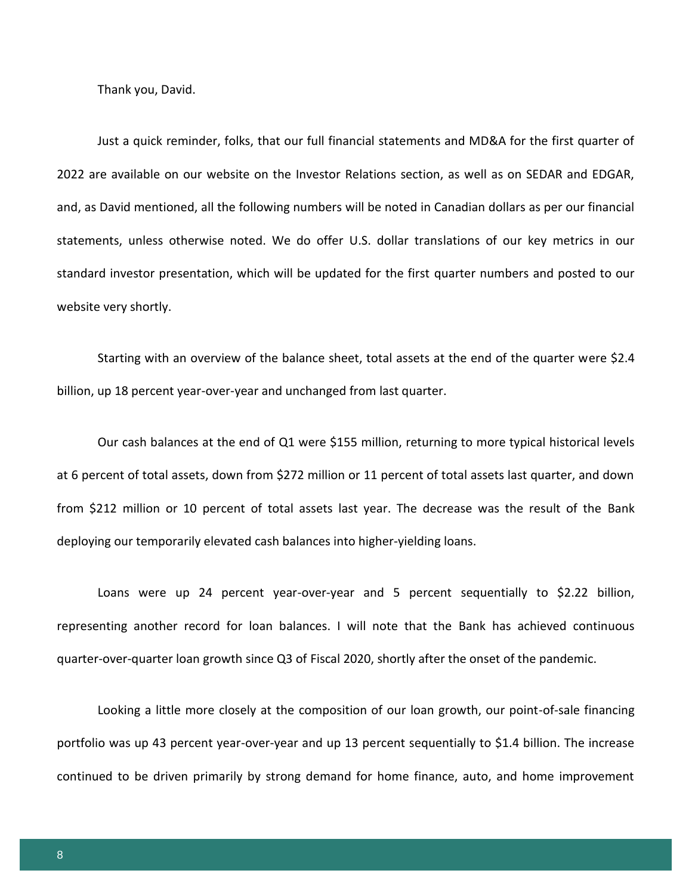Thank you, David.

Just a quick reminder, folks, that our full financial statements and MD&A for the first quarter of 2022 are available on our website on the Investor Relations section, as well as on SEDAR and EDGAR, and, as David mentioned, all the following numbers will be noted in Canadian dollars as per our financial statements, unless otherwise noted. We do offer U.S. dollar translations of our key metrics in our standard investor presentation, which will be updated for the first quarter numbers and posted to our website very shortly.

Starting with an overview of the balance sheet, total assets at the end of the quarter were $2.4 billion, up 18 percent year-over-year and unchanged from last quarter.

Our cash balances at the end of Q1 were $155 million, returning to more typical historical levels at 6 percent of total assets, down from $272 million or 11 percent of total assets last quarter, and down from $212 million or 10 percent of total assets last year. The decrease was the result of the Bank deploying our temporarily elevated cash balances into higher-yielding loans.

Loans were up 24 percent year-over-year and 5 percent sequentially to $2.22 billion, representing another record for loan balances. I will note that the Bank has achieved continuous quarter-over-quarter loan growth since Q3 of Fiscal 2020, shortly after the onset of the pandemic.

Looking a little more closely at the composition of our loan growth, our point-of-sale financing portfolio was up 43 percent year-over-year and up 13 percent sequentially to $1.4 billion. The increase continued to be driven primarily by strong demand for home finance, auto, and home improvement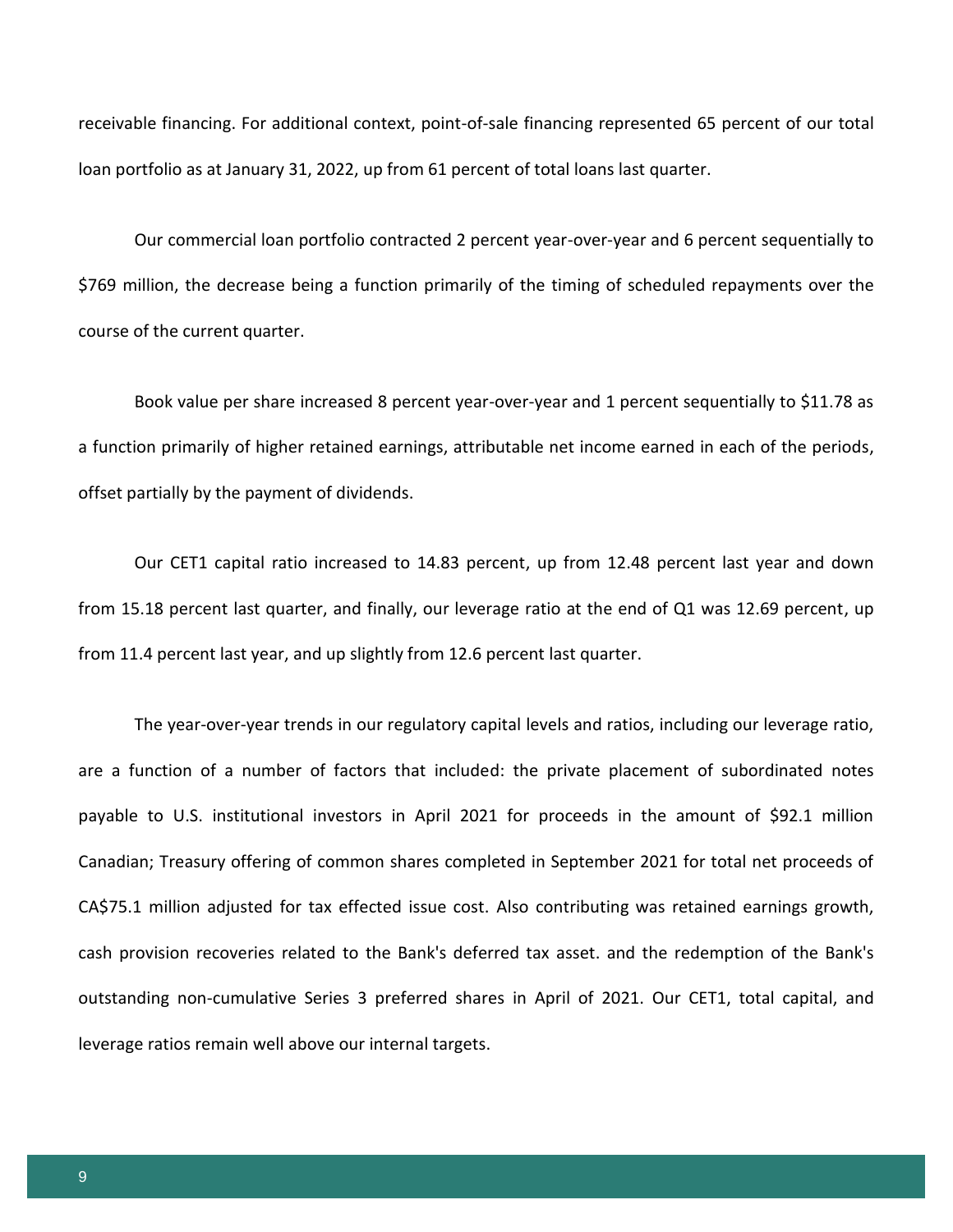receivable financing. For additional context, point-of-sale financing represented 65 percent of our total loan portfolio as at January 31, 2022, up from 61 percent of total loans last quarter.

Our commercial loan portfolio contracted 2 percent year-over-year and 6 percent sequentially to $769 million, the decrease being a function primarily of the timing of scheduled repayments over the course of the current quarter.

Book value per share increased 8 percent year-over-year and 1 percent sequentially to $11.78 as a function primarily of higher retained earnings, attributable net income earned in each of the periods, offset partially by the payment of dividends.

Our CET1 capital ratio increased to 14.83 percent, up from 12.48 percent last year and down from 15.18 percent last quarter, and finally, our leverage ratio at the end of Q1 was 12.69 percent, up from 11.4 percent last year, and up slightly from 12.6 percent last quarter.

The year-over-year trends in our regulatory capital levels and ratios, including our leverage ratio, are a function of a number of factors that included: the private placement of subordinated notes payable to U.S. institutional investors in April 2021 for proceeds in the amount of $92.1 million Canadian; Treasury offering of common shares completed in September 2021 for total net proceeds of CA$75.1 million adjusted for tax effected issue cost. Also contributing was retained earnings growth, cash provision recoveries related to the Bank's deferred tax asset. and the redemption of the Bank's outstanding non-cumulative Series 3 preferred shares in April of 2021. Our CET1, total capital, and leverage ratios remain well above our internal targets.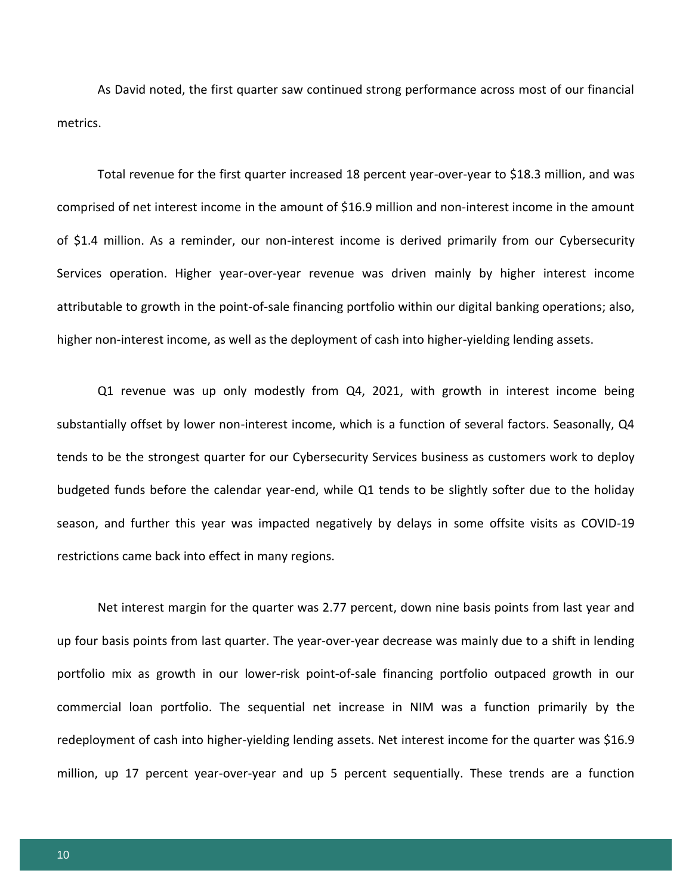As David noted, the first quarter saw continued strong performance across most of our financial metrics.

Total revenue for the first quarter increased 18 percent year-over-year to $18.3 million, and was comprised of net interest income in the amount of $16.9 million and non-interest income in the amount of $1.4 million. As a reminder, our non-interest income is derived primarily from our Cybersecurity Services operation. Higher year-over-year revenue was driven mainly by higher interest income attributable to growth in the point-of-sale financing portfolio within our digital banking operations; also, higher non-interest income, as well as the deployment of cash into higher-yielding lending assets.

Q1 revenue was up only modestly from Q4, 2021, with growth in interest income being substantially offset by lower non-interest income, which is a function of several factors. Seasonally, Q4 tends to be the strongest quarter for our Cybersecurity Services business as customers work to deploy budgeted funds before the calendar year-end, while Q1 tends to be slightly softer due to the holiday season, and further this year was impacted negatively by delays in some offsite visits as COVID-19 restrictions came back into effect in many regions.

Net interest margin for the quarter was 2.77 percent, down nine basis points from last year and up four basis points from last quarter. The year-over-year decrease was mainly due to a shift in lending portfolio mix as growth in our lower-risk point-of-sale financing portfolio outpaced growth in our commercial loan portfolio. The sequential net increase in NIM was a function primarily by the redeployment of cash into higher-yielding lending assets. Net interest income for the quarter was $16.9 million, up 17 percent year-over-year and up 5 percent sequentially. These trends are a function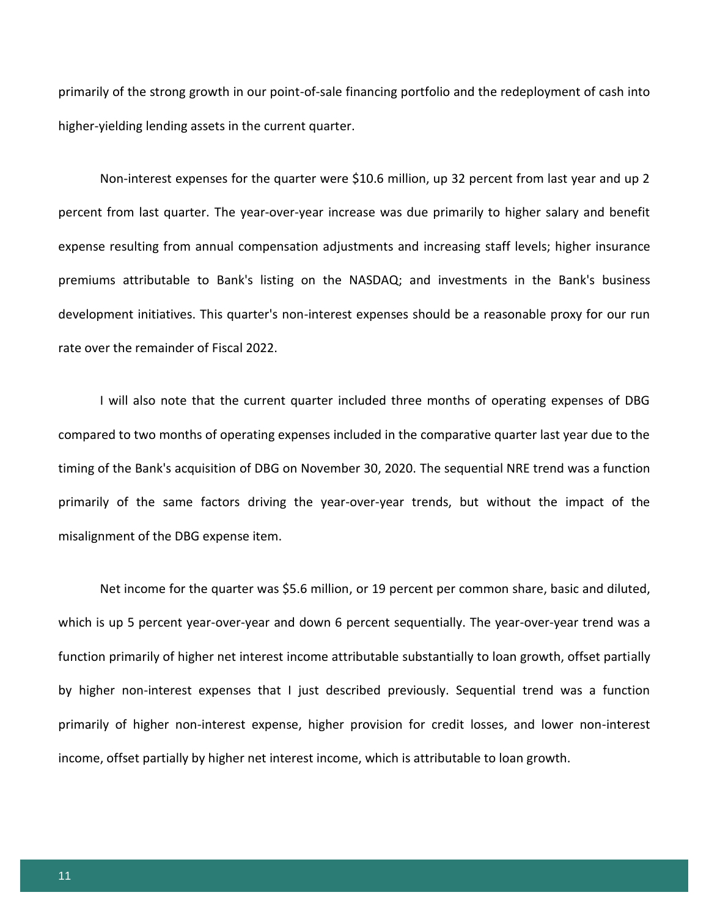primarily of the strong growth in our point-of-sale financing portfolio and the redeployment of cash into higher-yielding lending assets in the current quarter.

Non-interest expenses for the quarter were $10.6 million, up 32 percent from last year and up 2 percent from last quarter. The year-over-year increase was due primarily to higher salary and benefit expense resulting from annual compensation adjustments and increasing staff levels; higher insurance premiums attributable to Bank's listing on the NASDAQ; and investments in the Bank's business development initiatives. This quarter's non-interest expenses should be a reasonable proxy for our run rate over the remainder of Fiscal 2022.

I will also note that the current quarter included three months of operating expenses of DBG compared to two months of operating expenses included in the comparative quarter last year due to the timing of the Bank's acquisition of DBG on November 30, 2020. The sequential NRE trend was a function primarily of the same factors driving the year-over-year trends, but without the impact of the misalignment of the DBG expense item.

Net income for the quarter was $5.6 million, or 19 percent per common share, basic and diluted, which is up 5 percent year-over-year and down 6 percent sequentially. The year-over-year trend was a function primarily of higher net interest income attributable substantially to loan growth, offset partially by higher non-interest expenses that I just described previously. Sequential trend was a function primarily of higher non-interest expense, higher provision for credit losses, and lower non-interest income, offset partially by higher net interest income, which is attributable to loan growth.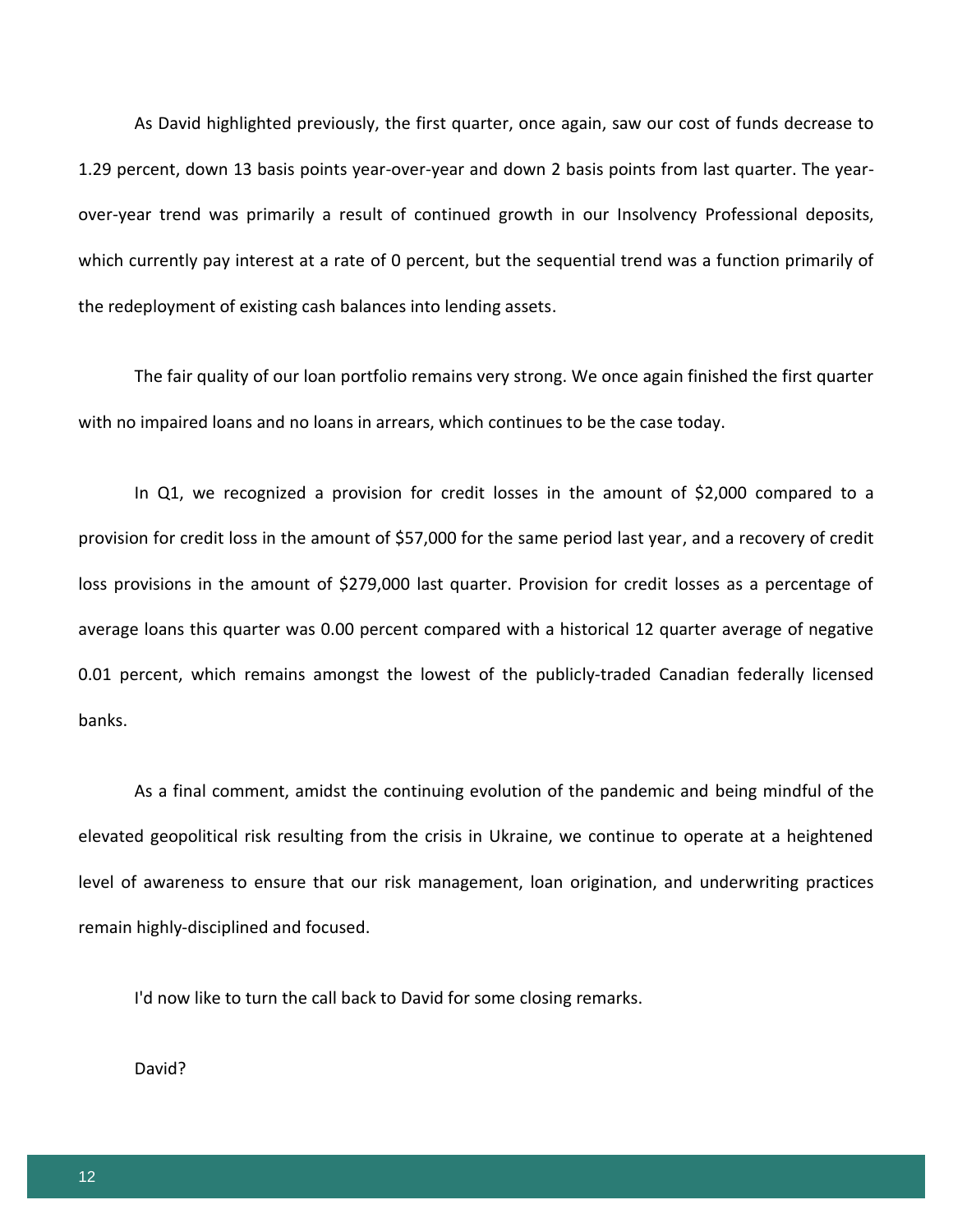As David highlighted previously, the first quarter, once again, saw our cost of funds decrease to 1.29 percent, down 13 basis points year-over-year and down 2 basis points from last quarter. The year-over-year trend was primarily a result of continued growth in our Insolvency Professional deposits, which currently pay interest at a rate of 0 percent, but the sequential trend was a function primarily of the redeployment of existing cash balances into lending assets.

The fair quality of our loan portfolio remains very strong. We once again finished the first quarter with no impaired loans and no loans in arrears, which continues to be the case today.

In Q1, we recognized a provision for credit losses in the amount of $2,000 compared to a provision for credit loss in the amount of $57,000 for the same period last year, and a recovery of credit loss provisions in the amount of $279,000 last quarter. Provision for credit losses as a percentage of average loans this quarter was 0.00 percent compared with a historical 12 quarter average of negative 0.01 percent, which remains amongst the lowest of the publicly-traded Canadian federally licensed banks.

As a final comment, amidst the continuing evolution of the pandemic and being mindful of the elevated geopolitical risk resulting from the crisis in Ukraine, we continue to operate at a heightened level of awareness to ensure that our risk management, loan origination, and underwriting practices remain highly-disciplined and focused.

I'd now like to turn the call back to David for some closing remarks.

David?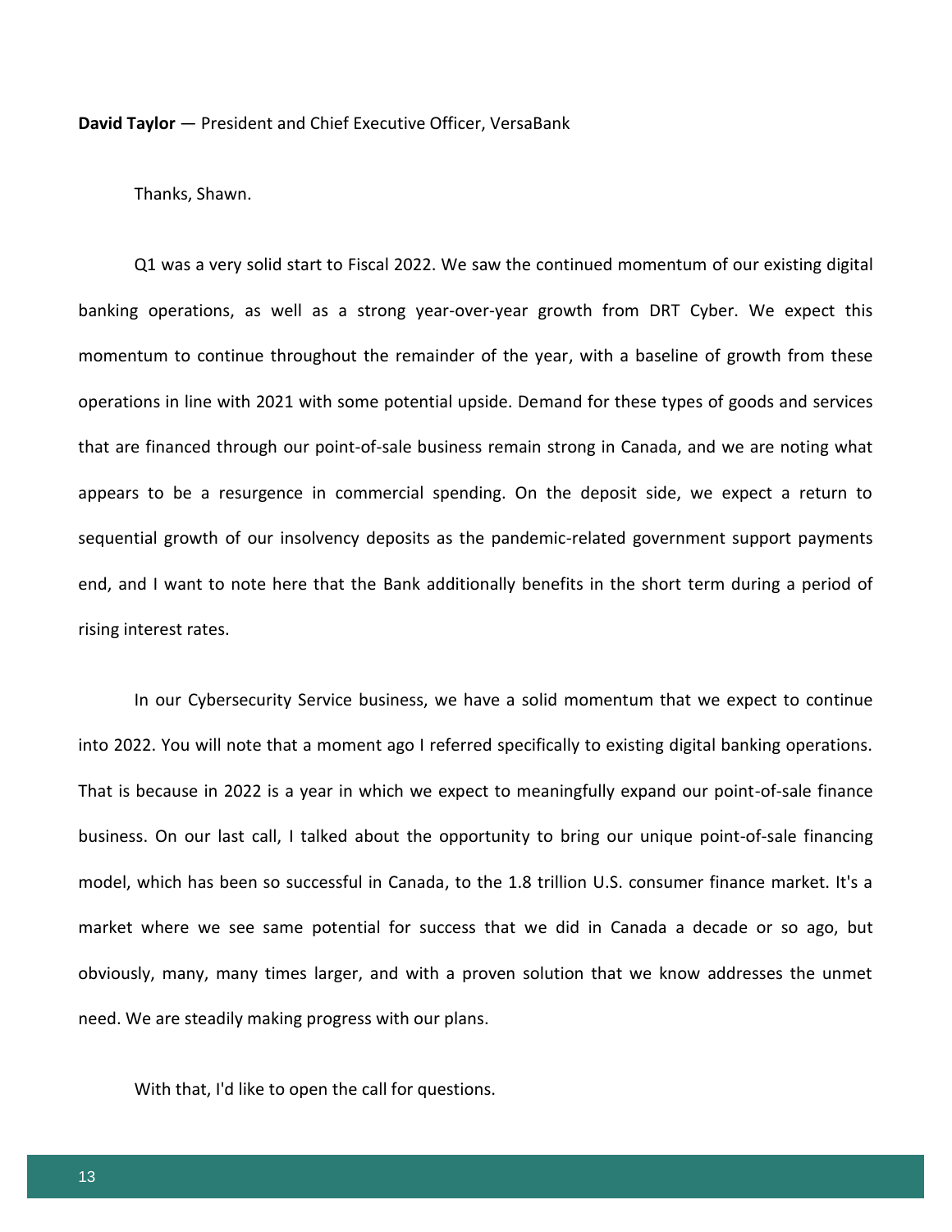**David Taylor** — President and Chief Executive Officer, VersaBank

Thanks, Shawn.

Q1 was a very solid start to Fiscal 2022. We saw the continued momentum of our existing digital banking operations, as well as a strong year-over-year growth from DRT Cyber. We expect this momentum to continue throughout the remainder of the year, with a baseline of growth from these operations in line with 2021 with some potential upside. Demand for these types of goods and services that are financed through our point-of-sale business remain strong in Canada, and we are noting what appears to be a resurgence in commercial spending. On the deposit side, we expect a return to sequential growth of our insolvency deposits as the pandemic-related government support payments end, and I want to note here that the Bank additionally benefits in the short term during a period of rising interest rates.

In our Cybersecurity Service business, we have a solid momentum that we expect to continue into 2022. You will note that a moment ago I referred specifically to existing digital banking operations. That is because in 2022 is a year in which we expect to meaningfully expand our point-of-sale finance business. On our last call, I talked about the opportunity to bring our unique point-of-sale financing model, which has been so successful in Canada, to the 1.8 trillion U.S. consumer finance market. It's a market where we see same potential for success that we did in Canada a decade or so ago, but obviously, many, many times larger, and with a proven solution that we know addresses the unmet need. We are steadily making progress with our plans.

With that, I'd like to open the call for questions.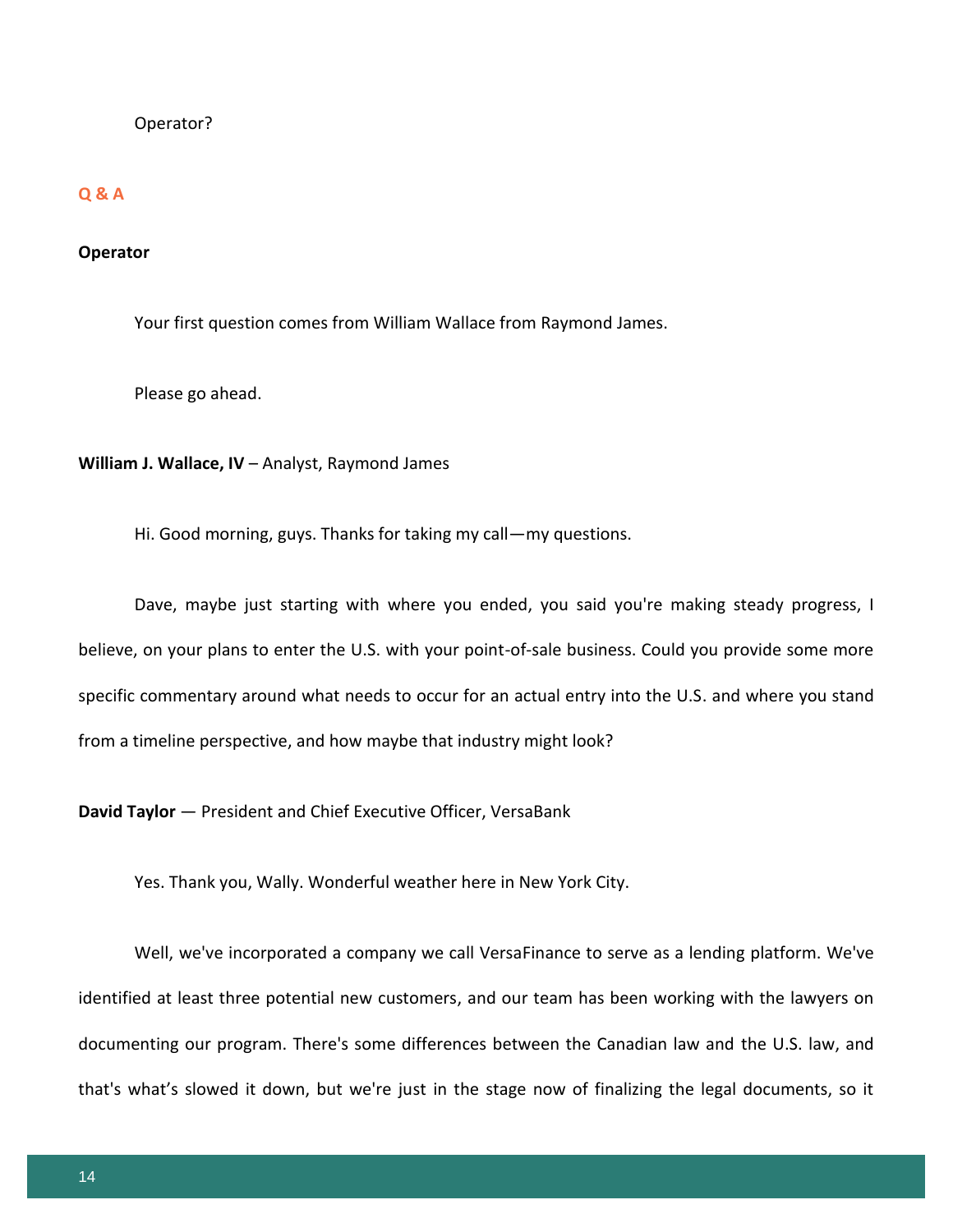Operator?

## Q & A

**Operator**

Your first question comes from William Wallace from Raymond James.

Please go ahead.

**William J. Wallace, IV** – Analyst, Raymond James

Hi. Good morning, guys. Thanks for taking my call—my questions.

Dave, maybe just starting with where you ended, you said you're making steady progress, I believe, on your plans to enter the U.S. with your point-of-sale business. Could you provide some more specific commentary around what needs to occur for an actual entry into the U.S. and where you stand from a timeline perspective, and how maybe that industry might look?

**David Taylor** — President and Chief Executive Officer, VersaBank

Yes. Thank you, Wally. Wonderful weather here in New York City.

Well, we've incorporated a company we call VersaFinance to serve as a lending platform. We've identified at least three potential new customers, and our team has been working with the lawyers on documenting our program. There's some differences between the Canadian law and the U.S. law, and that's what's slowed it down, but we're just in the stage now of finalizing the legal documents, so it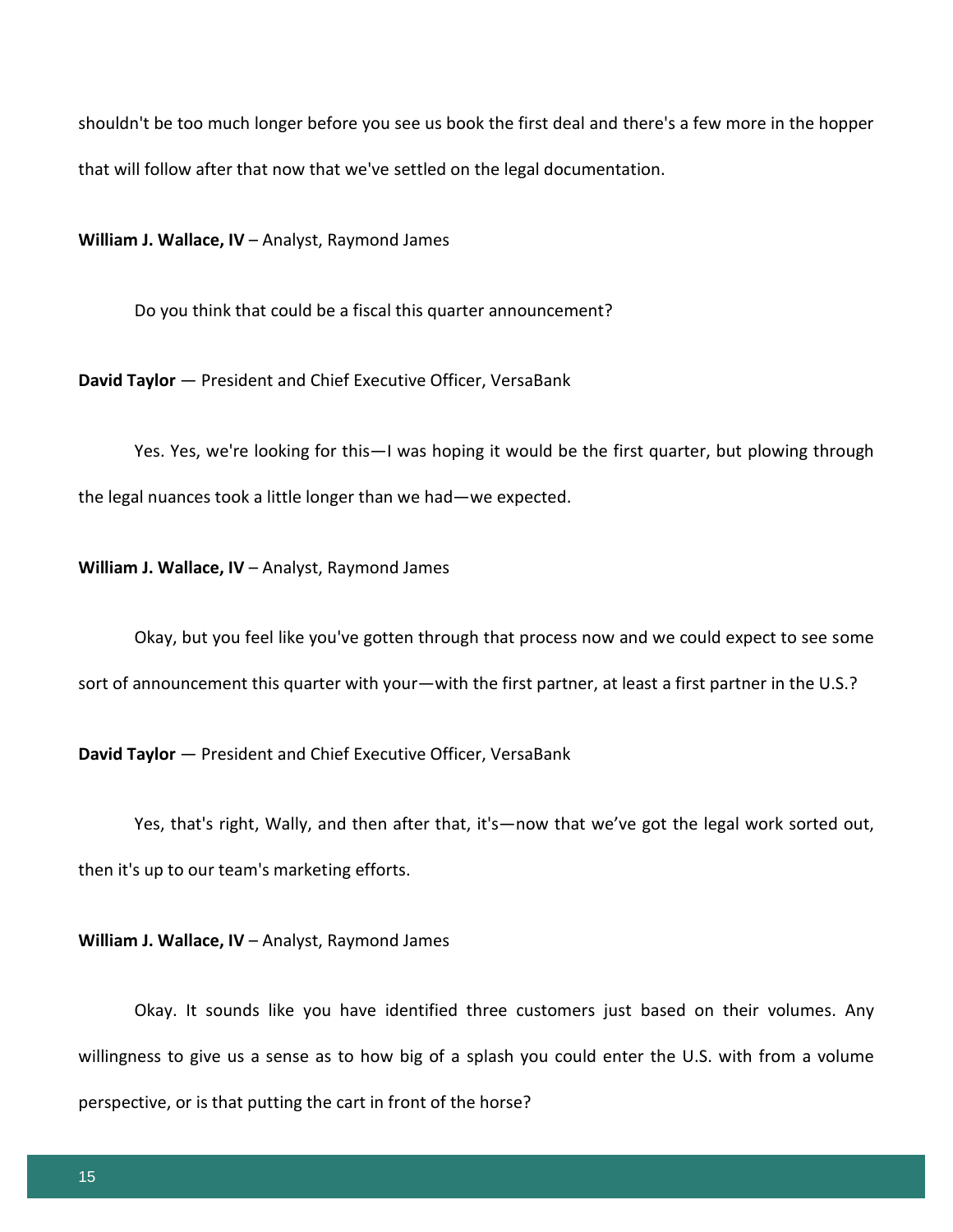shouldn't be too much longer before you see us book the first deal and there's a few more in the hopper that will follow after that now that we've settled on the legal documentation.

**William J. Wallace, IV** – Analyst, Raymond James

Do you think that could be a fiscal this quarter announcement?

**David Taylor** — President and Chief Executive Officer, VersaBank

Yes. Yes, we're looking for this—I was hoping it would be the first quarter, but plowing through the legal nuances took a little longer than we had—we expected.

**William J. Wallace, IV** – Analyst, Raymond James

Okay, but you feel like you've gotten through that process now and we could expect to see some sort of announcement this quarter with your—with the first partner, at least a first partner in the U.S.?

**David Taylor** — President and Chief Executive Officer, VersaBank

Yes, that's right, Wally, and then after that, it's—now that we've got the legal work sorted out, then it's up to our team's marketing efforts.

**William J. Wallace, IV** – Analyst, Raymond James

Okay. It sounds like you have identified three customers just based on their volumes. Any willingness to give us a sense as to how big of a splash you could enter the U.S. with from a volume perspective, or is that putting the cart in front of the horse?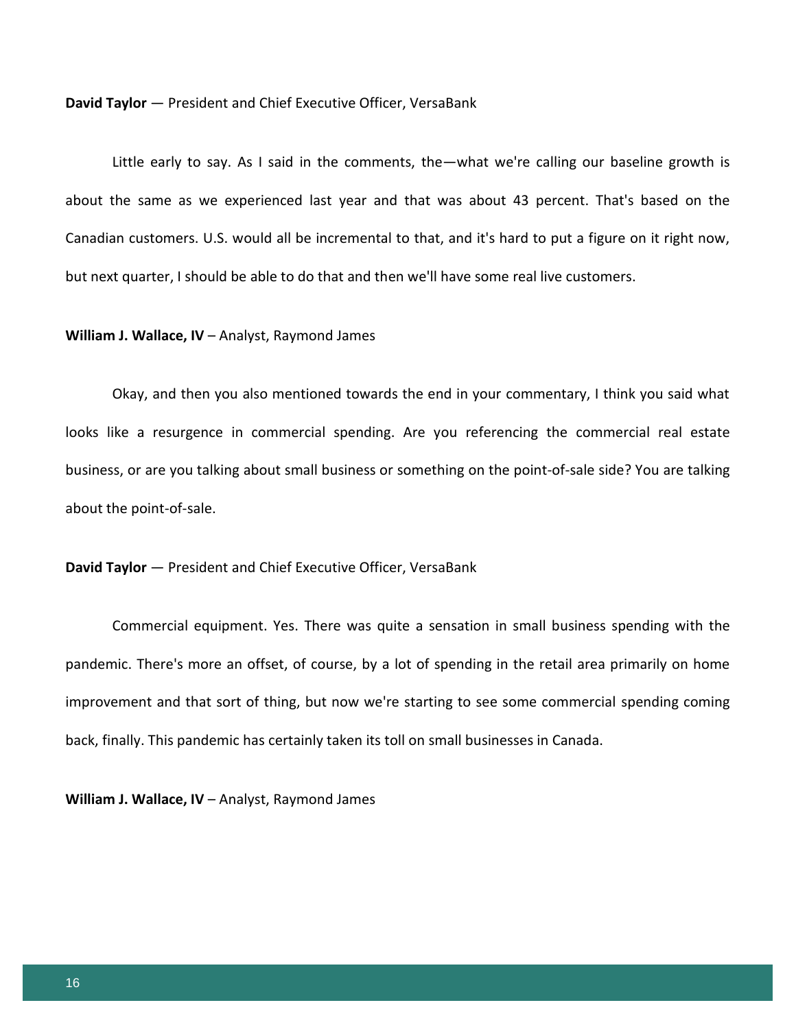**David Taylor** — President and Chief Executive Officer, VersaBank

Little early to say. As I said in the comments, the—what we're calling our baseline growth is about the same as we experienced last year and that was about 43 percent. That's based on the Canadian customers. U.S. would all be incremental to that, and it's hard to put a figure on it right now, but next quarter, I should be able to do that and then we'll have some real live customers.

**William J. Wallace, IV** – Analyst, Raymond James

Okay, and then you also mentioned towards the end in your commentary, I think you said what looks like a resurgence in commercial spending. Are you referencing the commercial real estate business, or are you talking about small business or something on the point-of-sale side? You are talking about the point-of-sale.

**David Taylor** — President and Chief Executive Officer, VersaBank

Commercial equipment. Yes. There was quite a sensation in small business spending with the pandemic. There's more an offset, of course, by a lot of spending in the retail area primarily on home improvement and that sort of thing, but now we're starting to see some commercial spending coming back, finally. This pandemic has certainly taken its toll on small businesses in Canada.

**William J. Wallace, IV** – Analyst, Raymond James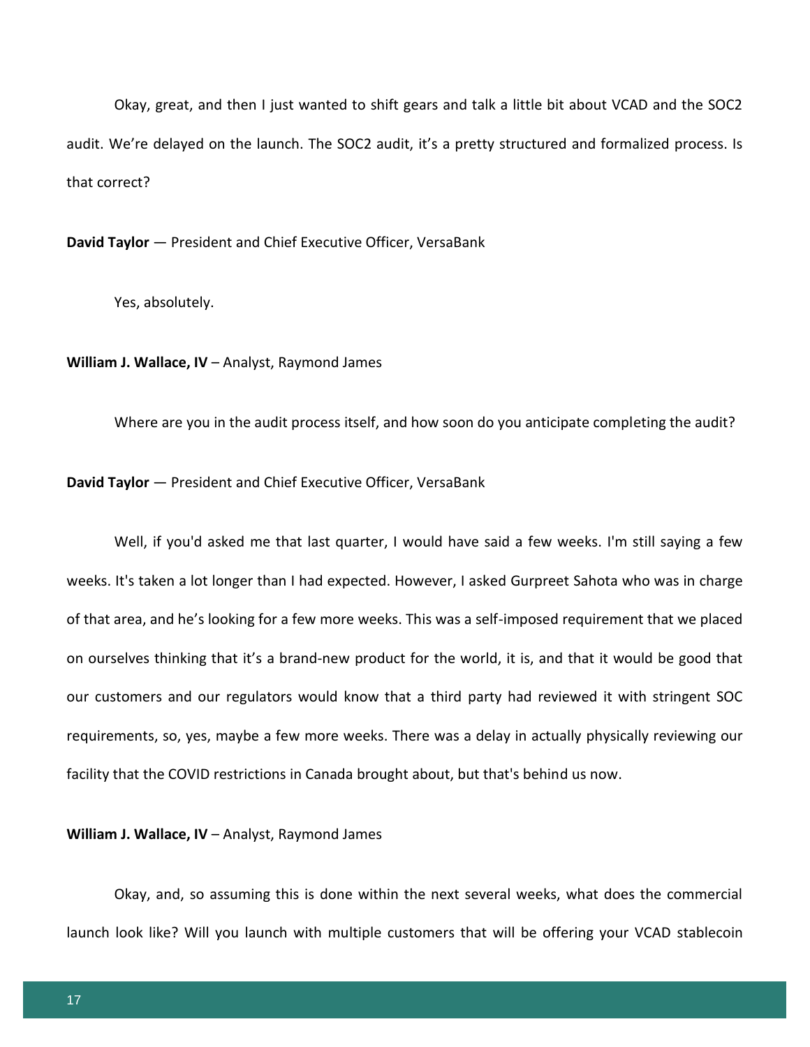Okay, great, and then I just wanted to shift gears and talk a little bit about VCAD and the SOC2 audit. We're delayed on the launch. The SOC2 audit, it's a pretty structured and formalized process. Is that correct?

**David Taylor** — President and Chief Executive Officer, VersaBank

Yes, absolutely.

**William J. Wallace, IV** – Analyst, Raymond James

Where are you in the audit process itself, and how soon do you anticipate completing the audit?

**David Taylor** — President and Chief Executive Officer, VersaBank

Well, if you'd asked me that last quarter, I would have said a few weeks. I'm still saying a few weeks. It's taken a lot longer than I had expected. However, I asked Gurpreet Sahota who was in charge of that area, and he's looking for a few more weeks. This was a self-imposed requirement that we placed on ourselves thinking that it's a brand-new product for the world, it is, and that it would be good that our customers and our regulators would know that a third party had reviewed it with stringent SOC requirements, so, yes, maybe a few more weeks. There was a delay in actually physically reviewing our facility that the COVID restrictions in Canada brought about, but that's behind us now.

**William J. Wallace, IV** – Analyst, Raymond James

Okay, and, so assuming this is done within the next several weeks, what does the commercial launch look like? Will you launch with multiple customers that will be offering your VCAD stablecoin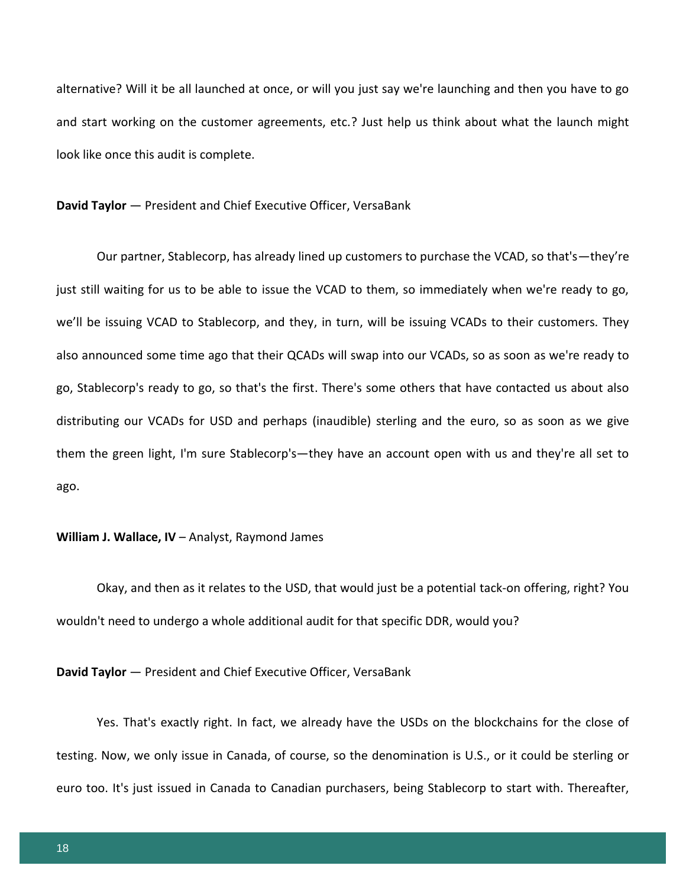alternative? Will it be all launched at once, or will you just say we're launching and then you have to go and start working on the customer agreements, etc.? Just help us think about what the launch might look like once this audit is complete.

**David Taylor** — President and Chief Executive Officer, VersaBank

Our partner, Stablecorp, has already lined up customers to purchase the VCAD, so that's—they're just still waiting for us to be able to issue the VCAD to them, so immediately when we're ready to go, we'll be issuing VCAD to Stablecorp, and they, in turn, will be issuing VCADs to their customers. They also announced some time ago that their QCADs will swap into our VCADs, so as soon as we're ready to go, Stablecorp's ready to go, so that's the first. There's some others that have contacted us about also distributing our VCADs for USD and perhaps (inaudible) sterling and the euro, so as soon as we give them the green light, I'm sure Stablecorp's—they have an account open with us and they're all set to ago.

**William J. Wallace, IV** – Analyst, Raymond James

Okay, and then as it relates to the USD, that would just be a potential tack-on offering, right? You wouldn't need to undergo a whole additional audit for that specific DDR, would you?

**David Taylor** — President and Chief Executive Officer, VersaBank

Yes. That's exactly right. In fact, we already have the USDs on the blockchains for the close of testing. Now, we only issue in Canada, of course, so the denomination is U.S., or it could be sterling or euro too. It's just issued in Canada to Canadian purchasers, being Stablecorp to start with. Thereafter,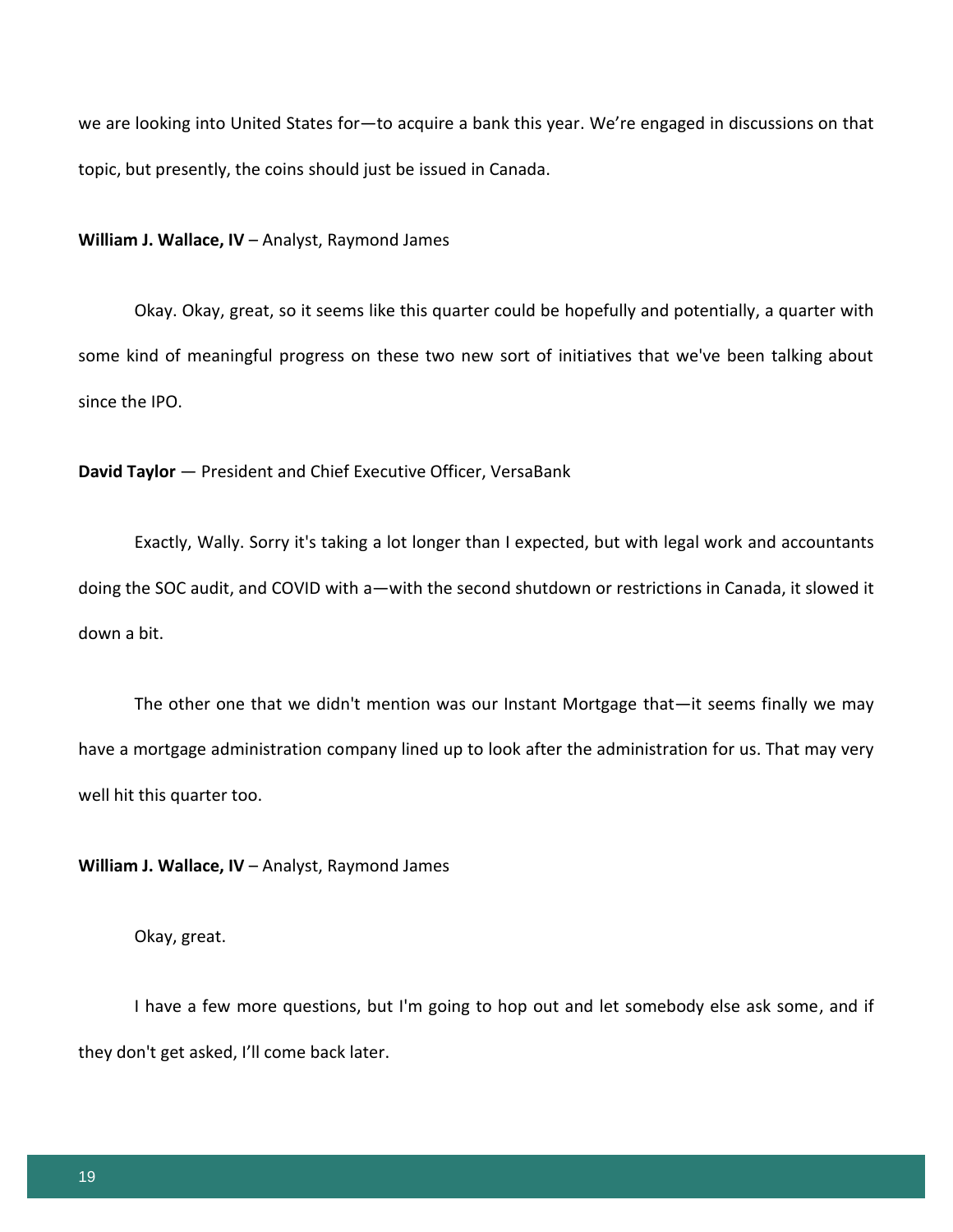we are looking into United States for—to acquire a bank this year. We're engaged in discussions on that topic, but presently, the coins should just be issued in Canada.

**William J. Wallace, IV** – Analyst, Raymond James

Okay. Okay, great, so it seems like this quarter could be hopefully and potentially, a quarter with some kind of meaningful progress on these two new sort of initiatives that we've been talking about since the IPO.

**David Taylor** — President and Chief Executive Officer, VersaBank

Exactly, Wally. Sorry it's taking a lot longer than I expected, but with legal work and accountants doing the SOC audit, and COVID with a—with the second shutdown or restrictions in Canada, it slowed it down a bit.

The other one that we didn't mention was our Instant Mortgage that—it seems finally we may have a mortgage administration company lined up to look after the administration for us. That may very well hit this quarter too.

**William J. Wallace, IV** – Analyst, Raymond James

Okay, great.

I have a few more questions, but I'm going to hop out and let somebody else ask some, and if they don't get asked, I'll come back later.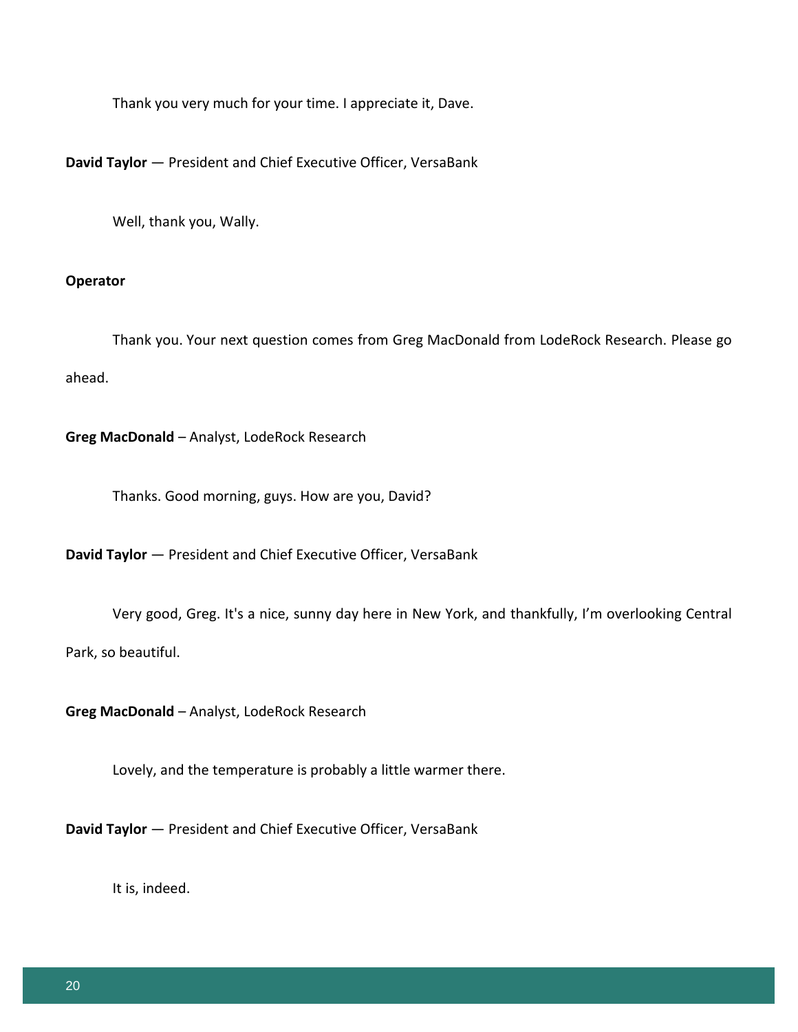Thank you very much for your time. I appreciate it, Dave.

**David Taylor** — President and Chief Executive Officer, VersaBank

Well, thank you, Wally.

**Operator**

Thank you. Your next question comes from Greg MacDonald from LodeRock Research. Please go ahead.

**Greg MacDonald** – Analyst, LodeRock Research

Thanks. Good morning, guys. How are you, David?

**David Taylor** — President and Chief Executive Officer, VersaBank

Very good, Greg. It's a nice, sunny day here in New York, and thankfully, I'm overlooking Central Park, so beautiful.

**Greg MacDonald** – Analyst, LodeRock Research

Lovely, and the temperature is probably a little warmer there.

**David Taylor** — President and Chief Executive Officer, VersaBank

It is, indeed.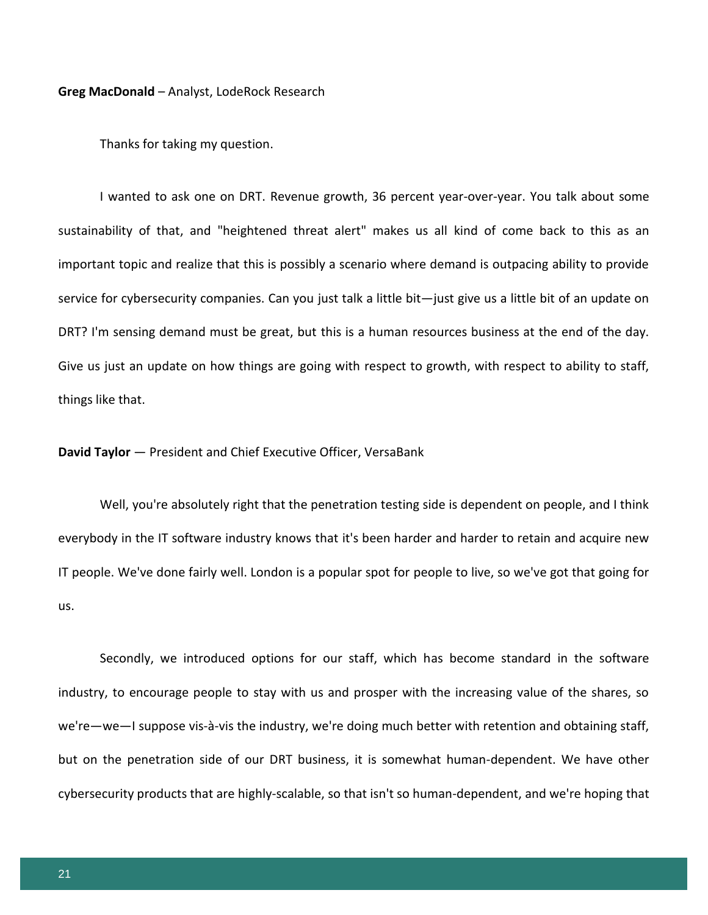**Greg MacDonald** – Analyst, LodeRock Research

Thanks for taking my question.

I wanted to ask one on DRT. Revenue growth, 36 percent year-over-year. You talk about some sustainability of that, and "heightened threat alert" makes us all kind of come back to this as an important topic and realize that this is possibly a scenario where demand is outpacing ability to provide service for cybersecurity companies. Can you just talk a little bit—just give us a little bit of an update on DRT? I'm sensing demand must be great, but this is a human resources business at the end of the day. Give us just an update on how things are going with respect to growth, with respect to ability to staff, things like that.

**David Taylor** — President and Chief Executive Officer, VersaBank

Well, you're absolutely right that the penetration testing side is dependent on people, and I think everybody in the IT software industry knows that it's been harder and harder to retain and acquire new IT people. We've done fairly well. London is a popular spot for people to live, so we've got that going for us.

Secondly, we introduced options for our staff, which has become standard in the software industry, to encourage people to stay with us and prosper with the increasing value of the shares, so we're—we—I suppose vis-à-vis the industry, we're doing much better with retention and obtaining staff, but on the penetration side of our DRT business, it is somewhat human-dependent. We have other cybersecurity products that are highly-scalable, so that isn't so human-dependent, and we're hoping that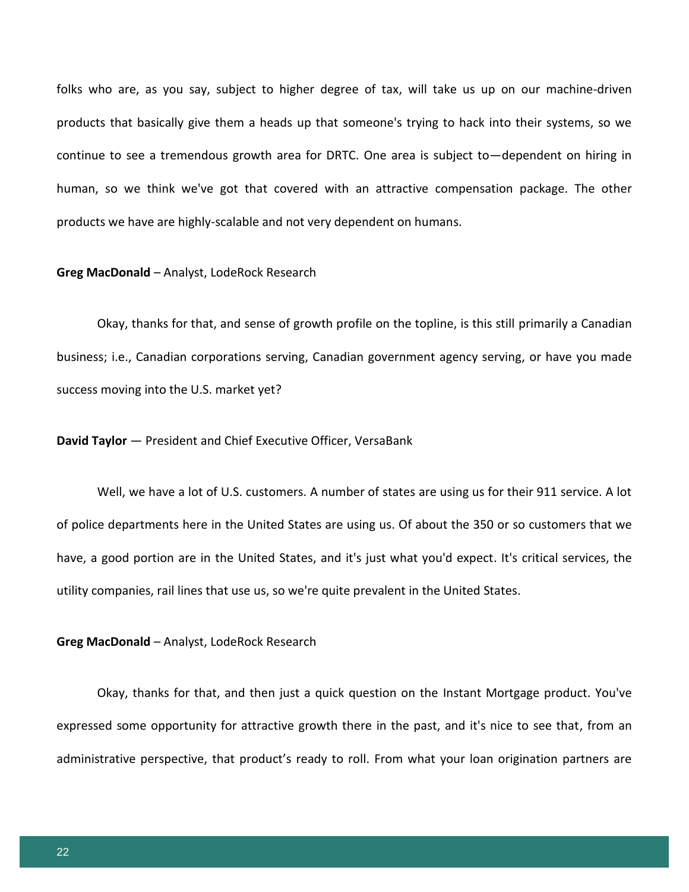folks who are, as you say, subject to higher degree of tax, will take us up on our machine-driven products that basically give them a heads up that someone's trying to hack into their systems, so we continue to see a tremendous growth area for DRTC. One area is subject to—dependent on hiring in human, so we think we've got that covered with an attractive compensation package. The other products we have are highly-scalable and not very dependent on humans.

**Greg MacDonald** – Analyst, LodeRock Research

Okay, thanks for that, and sense of growth profile on the topline, is this still primarily a Canadian business; i.e., Canadian corporations serving, Canadian government agency serving, or have you made success moving into the U.S. market yet?

**David Taylor** — President and Chief Executive Officer, VersaBank

Well, we have a lot of U.S. customers. A number of states are using us for their 911 service. A lot of police departments here in the United States are using us. Of about the 350 or so customers that we have, a good portion are in the United States, and it's just what you'd expect. It's critical services, the utility companies, rail lines that use us, so we're quite prevalent in the United States.

**Greg MacDonald** – Analyst, LodeRock Research

Okay, thanks for that, and then just a quick question on the Instant Mortgage product. You've expressed some opportunity for attractive growth there in the past, and it's nice to see that, from an administrative perspective, that product's ready to roll. From what your loan origination partners are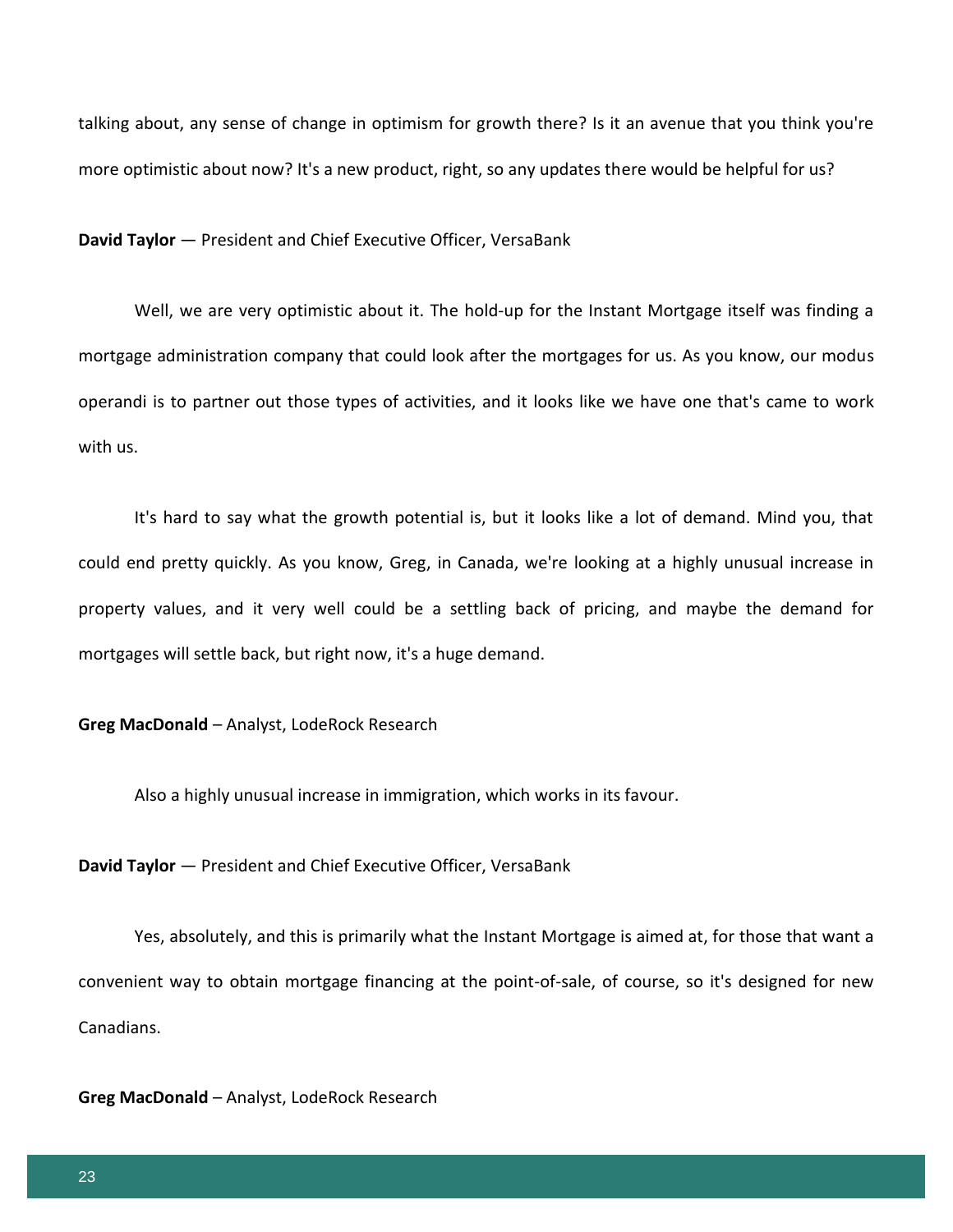talking about, any sense of change in optimism for growth there? Is it an avenue that you think you're more optimistic about now? It's a new product, right, so any updates there would be helpful for us?

**David Taylor** — President and Chief Executive Officer, VersaBank

Well, we are very optimistic about it. The hold-up for the Instant Mortgage itself was finding a mortgage administration company that could look after the mortgages for us. As you know, our modus operandi is to partner out those types of activities, and it looks like we have one that's came to work with us.

It's hard to say what the growth potential is, but it looks like a lot of demand. Mind you, that could end pretty quickly. As you know, Greg, in Canada, we're looking at a highly unusual increase in property values, and it very well could be a settling back of pricing, and maybe the demand for mortgages will settle back, but right now, it's a huge demand.

**Greg MacDonald** – Analyst, LodeRock Research

Also a highly unusual increase in immigration, which works in its favour.

**David Taylor** — President and Chief Executive Officer, VersaBank

Yes, absolutely, and this is primarily what the Instant Mortgage is aimed at, for those that want a convenient way to obtain mortgage financing at the point-of-sale, of course, so it's designed for new Canadians.

**Greg MacDonald** – Analyst, LodeRock Research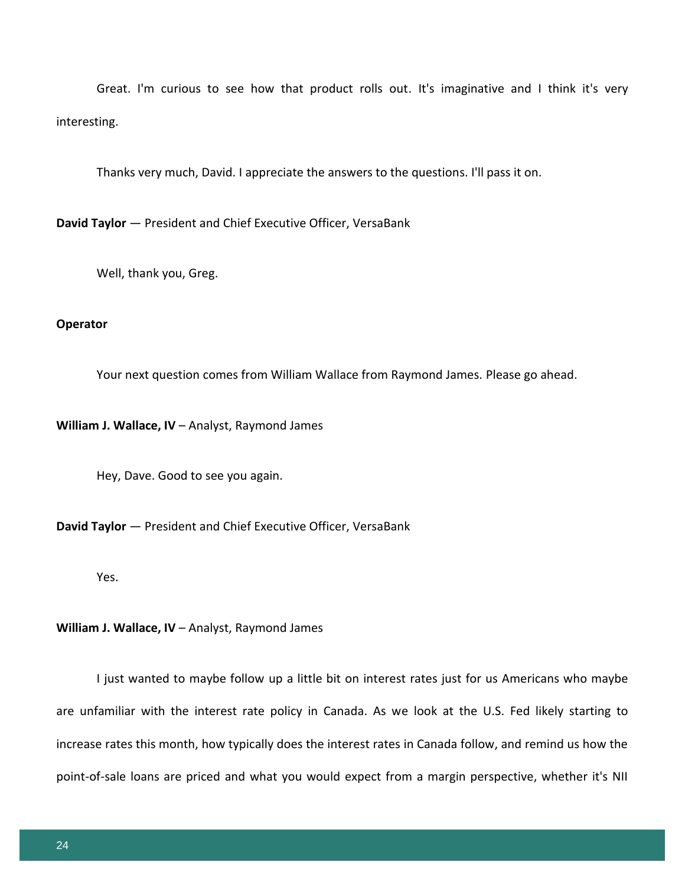Great. I'm curious to see how that product rolls out. It's imaginative and I think it's very interesting.

Thanks very much, David. I appreciate the answers to the questions. I'll pass it on.

**David Taylor** — President and Chief Executive Officer, VersaBank

Well, thank you, Greg.

**Operator**

Your next question comes from William Wallace from Raymond James. Please go ahead.

**William J. Wallace, IV** – Analyst, Raymond James

Hey, Dave. Good to see you again.

**David Taylor** — President and Chief Executive Officer, VersaBank

Yes.

**William J. Wallace, IV** – Analyst, Raymond James

I just wanted to maybe follow up a little bit on interest rates just for us Americans who maybe are unfamiliar with the interest rate policy in Canada. As we look at the U.S. Fed likely starting to increase rates this month, how typically does the interest rates in Canada follow, and remind us how the point-of-sale loans are priced and what you would expect from a margin perspective, whether it's NII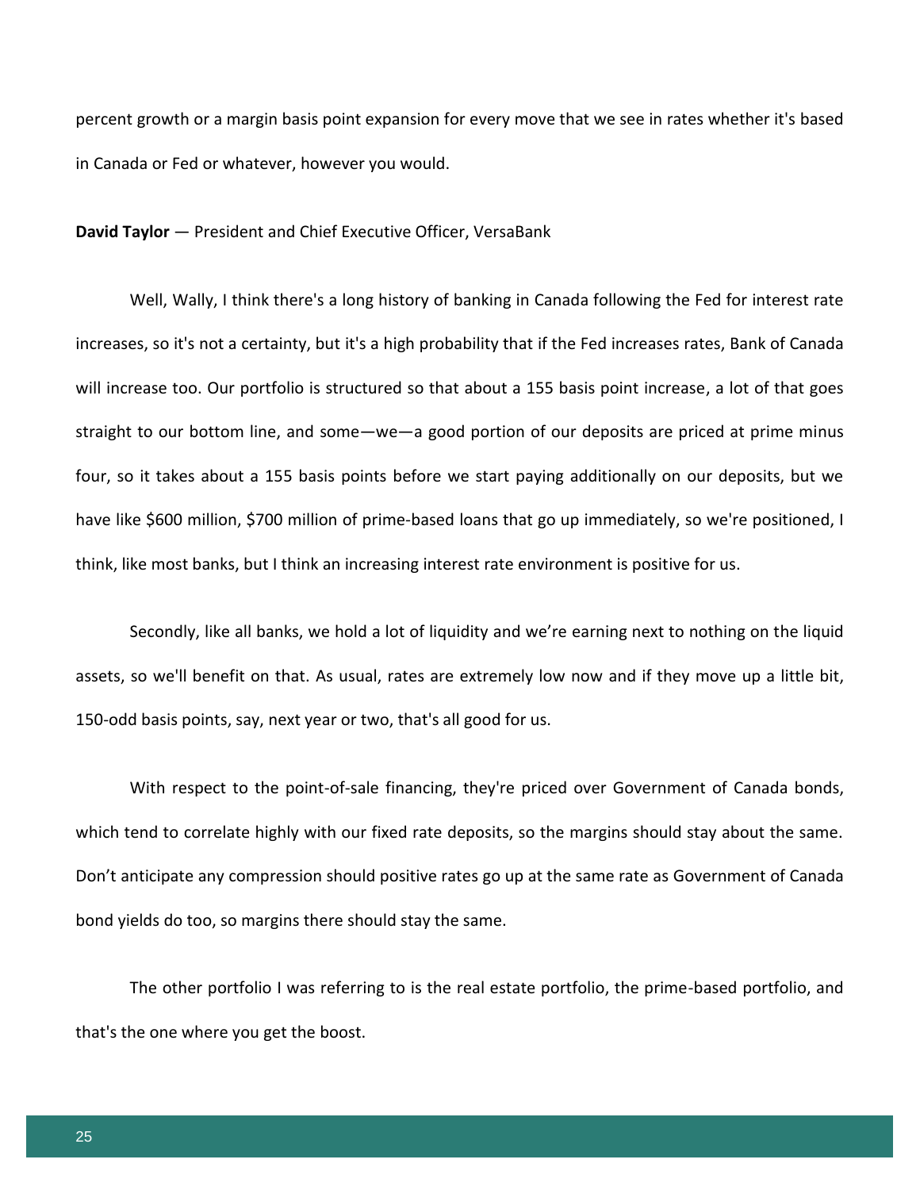percent growth or a margin basis point expansion for every move that we see in rates whether it's based in Canada or Fed or whatever, however you would.

**David Taylor** — President and Chief Executive Officer, VersaBank

Well, Wally, I think there's a long history of banking in Canada following the Fed for interest rate increases, so it's not a certainty, but it's a high probability that if the Fed increases rates, Bank of Canada will increase too. Our portfolio is structured so that about a 155 basis point increase, a lot of that goes straight to our bottom line, and some—we—a good portion of our deposits are priced at prime minus four, so it takes about a 155 basis points before we start paying additionally on our deposits, but we have like $600 million, $700 million of prime-based loans that go up immediately, so we're positioned, I think, like most banks, but I think an increasing interest rate environment is positive for us.

Secondly, like all banks, we hold a lot of liquidity and we're earning next to nothing on the liquid assets, so we'll benefit on that. As usual, rates are extremely low now and if they move up a little bit, 150-odd basis points, say, next year or two, that's all good for us.

With respect to the point-of-sale financing, they're priced over Government of Canada bonds, which tend to correlate highly with our fixed rate deposits, so the margins should stay about the same. Don't anticipate any compression should positive rates go up at the same rate as Government of Canada bond yields do too, so margins there should stay the same.

The other portfolio I was referring to is the real estate portfolio, the prime-based portfolio, and that's the one where you get the boost.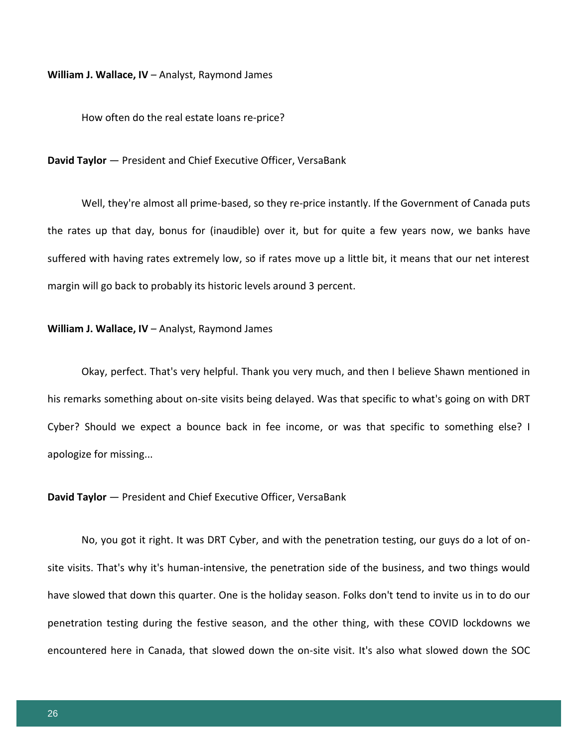**William J. Wallace, IV** – Analyst, Raymond James

How often do the real estate loans re-price?

**David Taylor** — President and Chief Executive Officer, VersaBank

Well, they're almost all prime-based, so they re-price instantly. If the Government of Canada puts the rates up that day, bonus for (inaudible) over it, but for quite a few years now, we banks have suffered with having rates extremely low, so if rates move up a little bit, it means that our net interest margin will go back to probably its historic levels around 3 percent.

**William J. Wallace, IV** – Analyst, Raymond James

Okay, perfect. That's very helpful. Thank you very much, and then I believe Shawn mentioned in his remarks something about on-site visits being delayed. Was that specific to what's going on with DRT Cyber? Should we expect a bounce back in fee income, or was that specific to something else? I apologize for missing...

**David Taylor** — President and Chief Executive Officer, VersaBank

No, you got it right. It was DRT Cyber, and with the penetration testing, our guys do a lot of on-site visits. That's why it's human-intensive, the penetration side of the business, and two things would have slowed that down this quarter. One is the holiday season. Folks don't tend to invite us in to do our penetration testing during the festive season, and the other thing, with these COVID lockdowns we encountered here in Canada, that slowed down the on-site visit. It's also what slowed down the SOC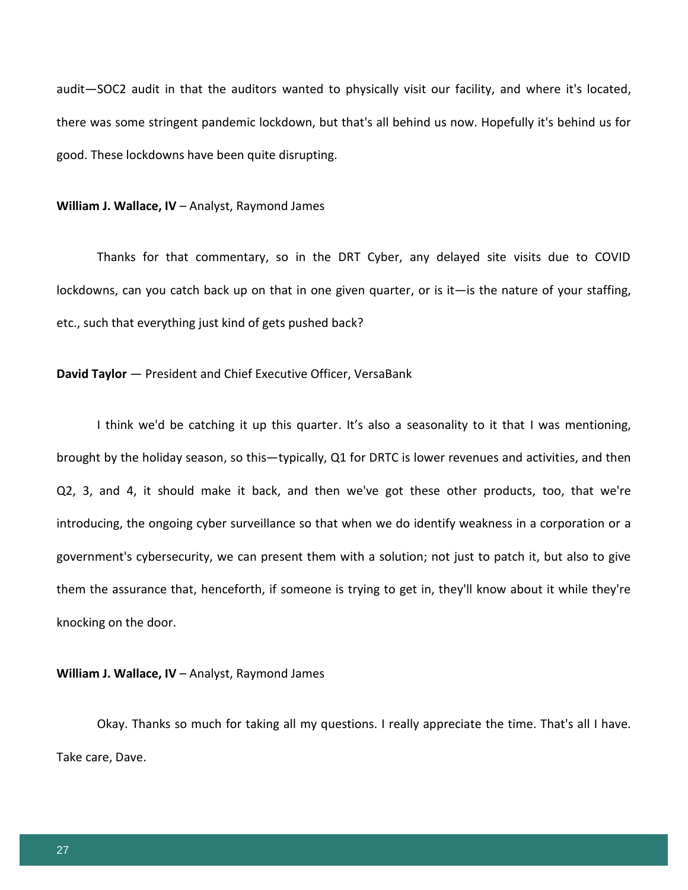audit—SOC2 audit in that the auditors wanted to physically visit our facility, and where it's located, there was some stringent pandemic lockdown, but that's all behind us now. Hopefully it's behind us for good. These lockdowns have been quite disrupting.

**William J. Wallace, IV** – Analyst, Raymond James

Thanks for that commentary, so in the DRT Cyber, any delayed site visits due to COVID lockdowns, can you catch back up on that in one given quarter, or is it—is the nature of your staffing, etc., such that everything just kind of gets pushed back?

**David Taylor** — President and Chief Executive Officer, VersaBank

I think we'd be catching it up this quarter. It's also a seasonality to it that I was mentioning, brought by the holiday season, so this—typically, Q1 for DRTC is lower revenues and activities, and then Q2, 3, and 4, it should make it back, and then we've got these other products, too, that we're introducing, the ongoing cyber surveillance so that when we do identify weakness in a corporation or a government's cybersecurity, we can present them with a solution; not just to patch it, but also to give them the assurance that, henceforth, if someone is trying to get in, they'll know about it while they're knocking on the door.

**William J. Wallace, IV** – Analyst, Raymond James

Okay. Thanks so much for taking all my questions. I really appreciate the time. That's all I have. Take care, Dave.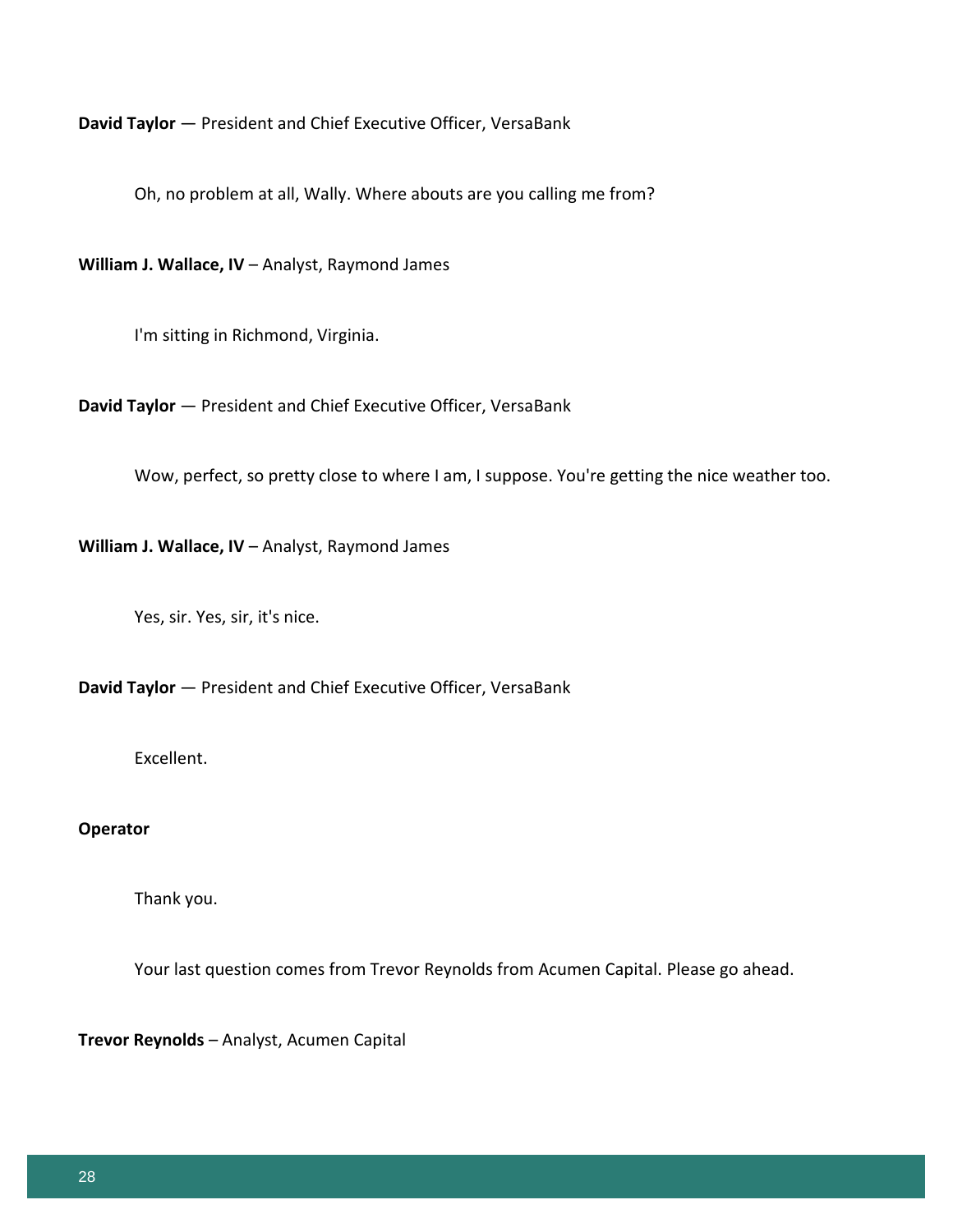**David Taylor** — President and Chief Executive Officer, VersaBank

Oh, no problem at all, Wally. Where abouts are you calling me from?

**William J. Wallace, IV** – Analyst, Raymond James

I'm sitting in Richmond, Virginia.

**David Taylor** — President and Chief Executive Officer, VersaBank

Wow, perfect, so pretty close to where I am, I suppose. You're getting the nice weather too.

**William J. Wallace, IV** – Analyst, Raymond James

Yes, sir. Yes, sir, it's nice.

**David Taylor** — President and Chief Executive Officer, VersaBank

Excellent.

**Operator**

Thank you.

Your last question comes from Trevor Reynolds from Acumen Capital. Please go ahead.

**Trevor Reynolds** – Analyst, Acumen Capital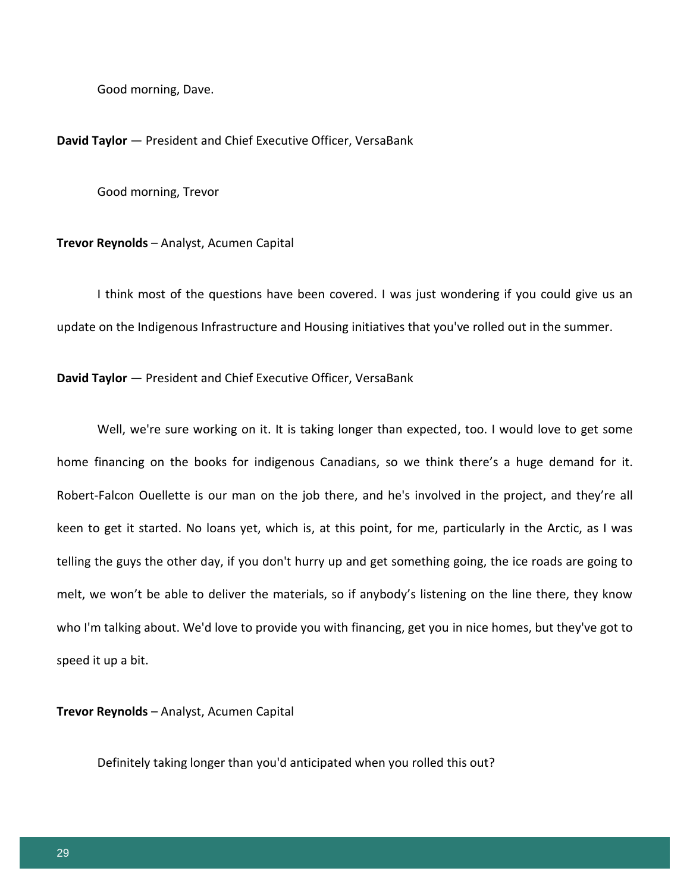Good morning, Dave.

**David Taylor** — President and Chief Executive Officer, VersaBank

Good morning, Trevor

**Trevor Reynolds** – Analyst, Acumen Capital

I think most of the questions have been covered. I was just wondering if you could give us an update on the Indigenous Infrastructure and Housing initiatives that you've rolled out in the summer.

**David Taylor** — President and Chief Executive Officer, VersaBank

Well, we're sure working on it. It is taking longer than expected, too. I would love to get some home financing on the books for indigenous Canadians, so we think there's a huge demand for it. Robert-Falcon Ouellette is our man on the job there, and he's involved in the project, and they're all keen to get it started. No loans yet, which is, at this point, for me, particularly in the Arctic, as I was telling the guys the other day, if you don't hurry up and get something going, the ice roads are going to melt, we won't be able to deliver the materials, so if anybody's listening on the line there, they know who I'm talking about. We'd love to provide you with financing, get you in nice homes, but they've got to speed it up a bit.

**Trevor Reynolds** – Analyst, Acumen Capital

Definitely taking longer than you'd anticipated when you rolled this out?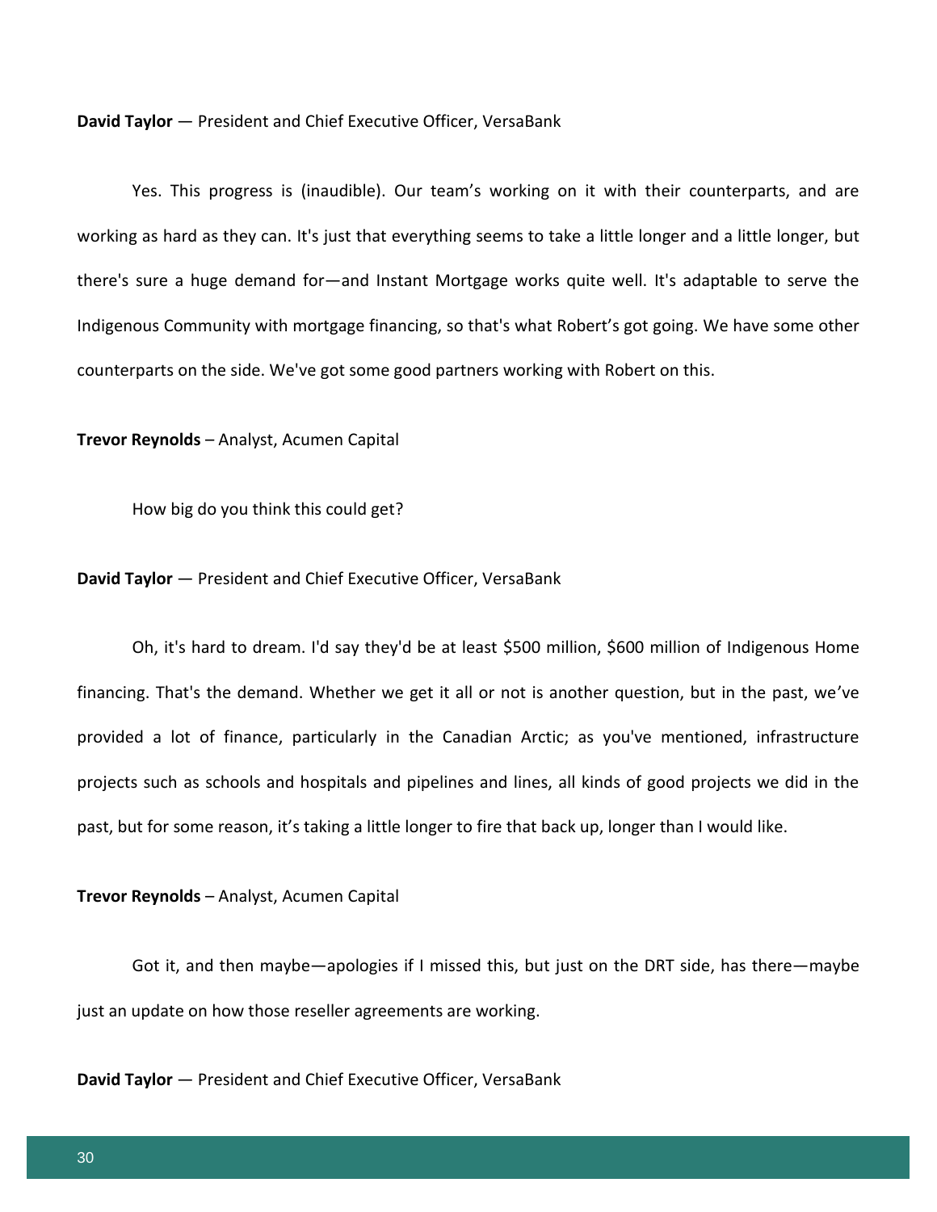**David Taylor** — President and Chief Executive Officer, VersaBank

Yes. This progress is (inaudible). Our team's working on it with their counterparts, and are working as hard as they can. It's just that everything seems to take a little longer and a little longer, but there's sure a huge demand for—and Instant Mortgage works quite well. It's adaptable to serve the Indigenous Community with mortgage financing, so that's what Robert's got going. We have some other counterparts on the side. We've got some good partners working with Robert on this.

**Trevor Reynolds** – Analyst, Acumen Capital

How big do you think this could get?

**David Taylor** — President and Chief Executive Officer, VersaBank

Oh, it's hard to dream. I'd say they'd be at least $500 million, $600 million of Indigenous Home financing. That's the demand. Whether we get it all or not is another question, but in the past, we've provided a lot of finance, particularly in the Canadian Arctic; as you've mentioned, infrastructure projects such as schools and hospitals and pipelines and lines, all kinds of good projects we did in the past, but for some reason, it's taking a little longer to fire that back up, longer than I would like.

**Trevor Reynolds** – Analyst, Acumen Capital

Got it, and then maybe—apologies if I missed this, but just on the DRT side, has there—maybe just an update on how those reseller agreements are working.

**David Taylor** — President and Chief Executive Officer, VersaBank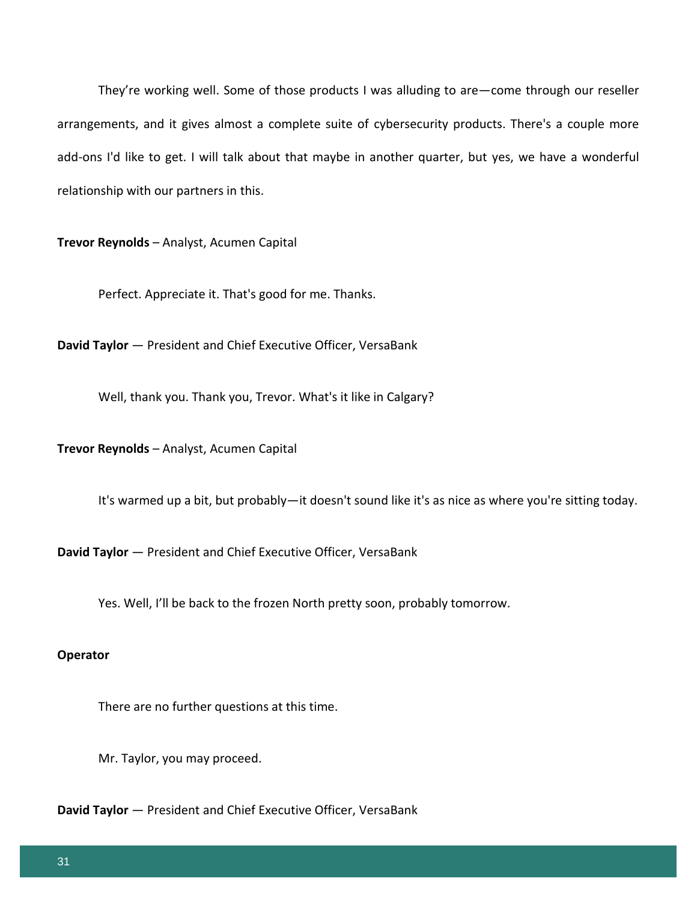They're working well. Some of those products I was alluding to are—come through our reseller arrangements, and it gives almost a complete suite of cybersecurity products. There's a couple more add-ons I'd like to get. I will talk about that maybe in another quarter, but yes, we have a wonderful relationship with our partners in this.

**Trevor Reynolds** – Analyst, Acumen Capital

Perfect. Appreciate it. That's good for me. Thanks.

**David Taylor** — President and Chief Executive Officer, VersaBank

Well, thank you. Thank you, Trevor. What's it like in Calgary?

**Trevor Reynolds** – Analyst, Acumen Capital

It's warmed up a bit, but probably—it doesn't sound like it's as nice as where you're sitting today.

**David Taylor** — President and Chief Executive Officer, VersaBank

Yes. Well, I'll be back to the frozen North pretty soon, probably tomorrow.

**Operator**

There are no further questions at this time.

Mr. Taylor, you may proceed.

**David Taylor** — President and Chief Executive Officer, VersaBank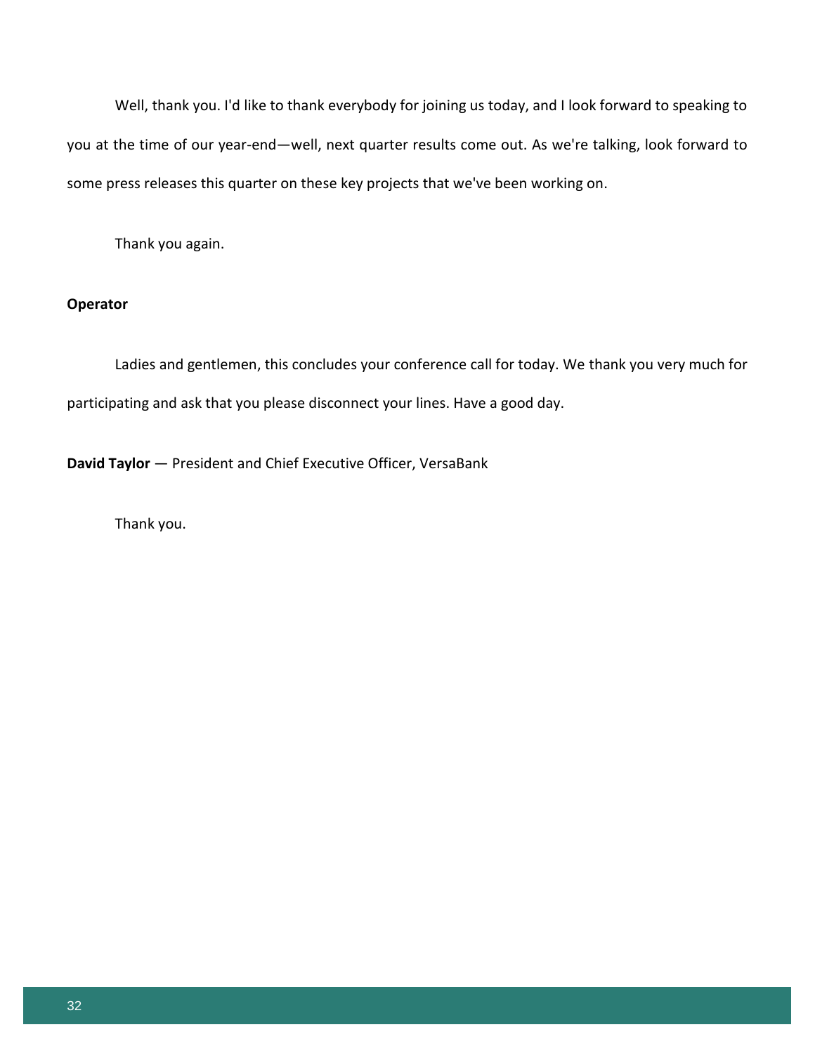Well, thank you. I'd like to thank everybody for joining us today, and I look forward to speaking to you at the time of our year-end—well, next quarter results come out. As we're talking, look forward to some press releases this quarter on these key projects that we've been working on.

Thank you again.

**Operator**

Ladies and gentlemen, this concludes your conference call for today. We thank you very much for participating and ask that you please disconnect your lines. Have a good day.

**David Taylor** — President and Chief Executive Officer, VersaBank

Thank you.